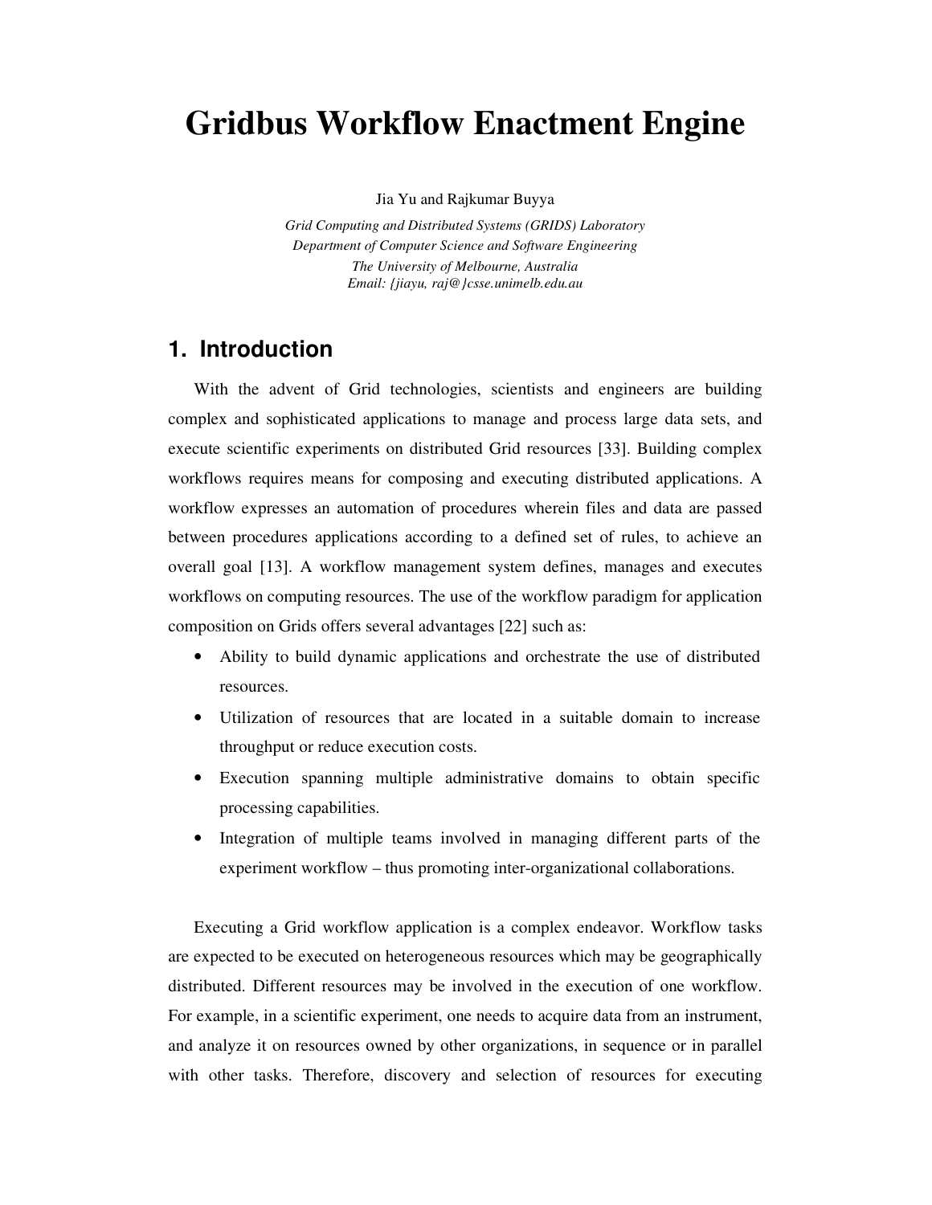# Gridbus Workflow Enactment Engine

Jia Yu and Rajkumar Buyya

*Grid Computing and Distributed Systems (GRIDS) Laboratory*
*Department of Computer Science and Software Engineering*
*The University of Melbourne, Australia*
*Email: {jiayu, raj@}csse.unimelb.edu.au*

## 1. Introduction

With the advent of Grid technologies, scientists and engineers are building complex and sophisticated applications to manage and process large data sets, and execute scientific experiments on distributed Grid resources [33]. Building complex workflows requires means for composing and executing distributed applications. A workflow expresses an automation of procedures wherein files and data are passed between procedures applications according to a defined set of rules, to achieve an overall goal [13]. A workflow management system defines, manages and executes workflows on computing resources. The use of the workflow paradigm for application composition on Grids offers several advantages [22] such as:

- Ability to build dynamic applications and orchestrate the use of distributed resources.
- Utilization of resources that are located in a suitable domain to increase throughput or reduce execution costs.
- Execution spanning multiple administrative domains to obtain specific processing capabilities.
- Integration of multiple teams involved in managing different parts of the experiment workflow – thus promoting inter-organizational collaborations.

Executing a Grid workflow application is a complex endeavor. Workflow tasks are expected to be executed on heterogeneous resources which may be geographically distributed. Different resources may be involved in the execution of one workflow. For example, in a scientific experiment, one needs to acquire data from an instrument, and analyze it on resources owned by other organizations, in sequence or in parallel with other tasks. Therefore, discovery and selection of resources for executing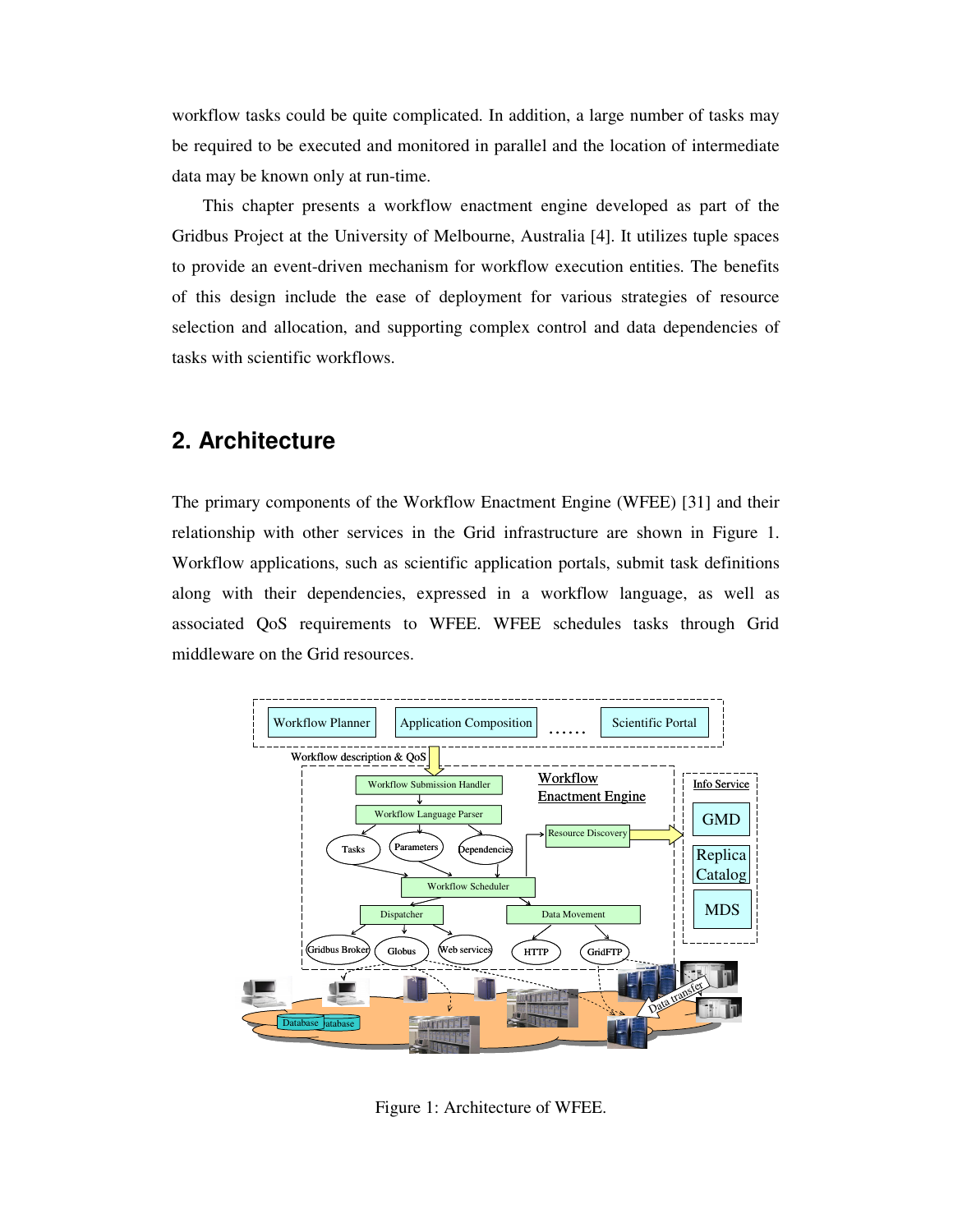workflow tasks could be quite complicated. In addition, a large number of tasks may be required to be executed and monitored in parallel and the location of intermediate data may be known only at run-time.

This chapter presents a workflow enactment engine developed as part of the Gridbus Project at the University of Melbourne, Australia [4]. It utilizes tuple spaces to provide an event-driven mechanism for workflow execution entities. The benefits of this design include the ease of deployment for various strategies of resource selection and allocation, and supporting complex control and data dependencies of tasks with scientific workflows.

## 2. Architecture

The primary components of the Workflow Enactment Engine (WFEE) [31] and their relationship with other services in the Grid infrastructure are shown in Figure 1. Workflow applications, such as scientific application portals, submit task definitions along with their dependencies, expressed in a workflow language, as well as associated QoS requirements to WFEE. WFEE schedules tasks through Grid middleware on the Grid resources.

Figure 1: Architecture of WFEE.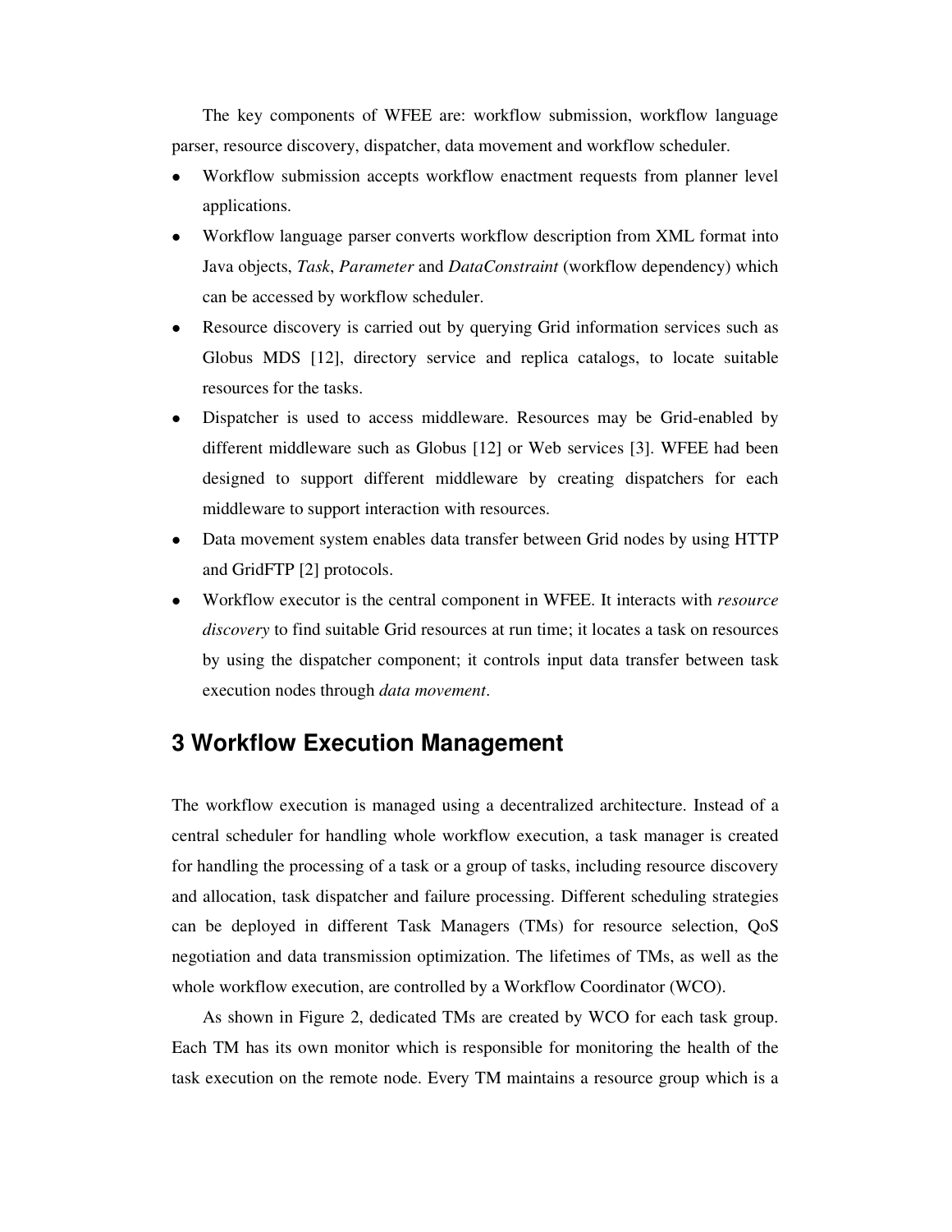The key components of WFEE are: workflow submission, workflow language parser, resource discovery, dispatcher, data movement and workflow scheduler.

- Workflow submission accepts workflow enactment requests from planner level applications.
- Workflow language parser converts workflow description from XML format into Java objects, *Task*, *Parameter* and *DataConstraint* (workflow dependency) which can be accessed by workflow scheduler.
- Resource discovery is carried out by querying Grid information services such as Globus MDS [12], directory service and replica catalogs, to locate suitable resources for the tasks.
- Dispatcher is used to access middleware. Resources may be Grid-enabled by different middleware such as Globus [12] or Web services [3]. WFEE had been designed to support different middleware by creating dispatchers for each middleware to support interaction with resources.
- Data movement system enables data transfer between Grid nodes by using HTTP and GridFTP [2] protocols.
- Workflow executor is the central component in WFEE. It interacts with *resource discovery* to find suitable Grid resources at run time; it locates a task on resources by using the dispatcher component; it controls input data transfer between task execution nodes through *data movement*.

## 3 Workflow Execution Management

The workflow execution is managed using a decentralized architecture. Instead of a central scheduler for handling whole workflow execution, a task manager is created for handling the processing of a task or a group of tasks, including resource discovery and allocation, task dispatcher and failure processing. Different scheduling strategies can be deployed in different Task Managers (TMs) for resource selection, QoS negotiation and data transmission optimization. The lifetimes of TMs, as well as the whole workflow execution, are controlled by a Workflow Coordinator (WCO).

As shown in Figure 2, dedicated TMs are created by WCO for each task group. Each TM has its own monitor which is responsible for monitoring the health of the task execution on the remote node. Every TM maintains a resource group which is a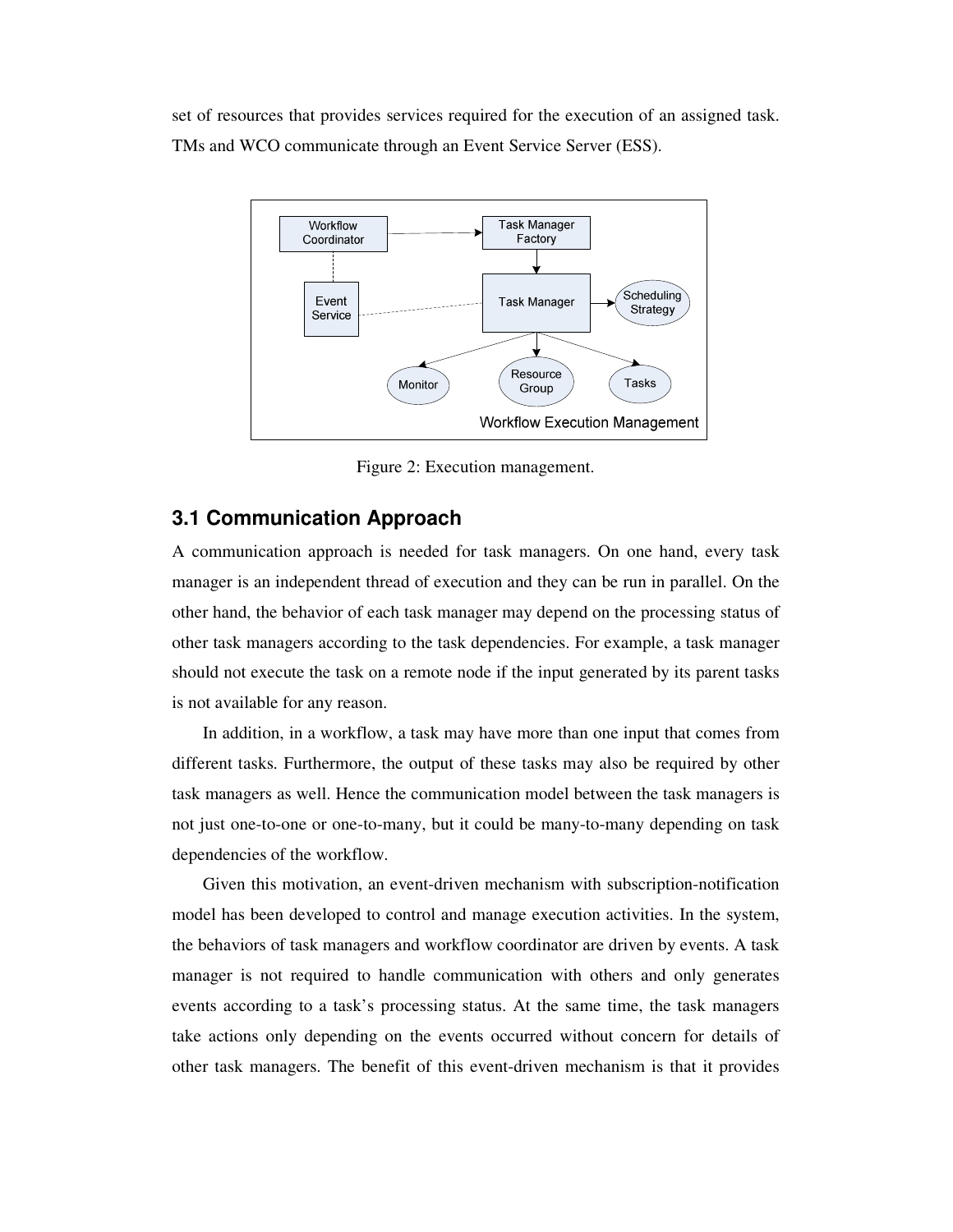set of resources that provides services required for the execution of an assigned task. TMs and WCO communicate through an Event Service Server (ESS).

Figure 2: Execution management.

## 3.1 Communication Approach

A communication approach is needed for task managers. On one hand, every task manager is an independent thread of execution and they can be run in parallel. On the other hand, the behavior of each task manager may depend on the processing status of other task managers according to the task dependencies. For example, a task manager should not execute the task on a remote node if the input generated by its parent tasks is not available for any reason.

In addition, in a workflow, a task may have more than one input that comes from different tasks. Furthermore, the output of these tasks may also be required by other task managers as well. Hence the communication model between the task managers is not just one-to-one or one-to-many, but it could be many-to-many depending on task dependencies of the workflow.

Given this motivation, an event-driven mechanism with subscription-notification model has been developed to control and manage execution activities. In the system, the behaviors of task managers and workflow coordinator are driven by events. A task manager is not required to handle communication with others and only generates events according to a task's processing status. At the same time, the task managers take actions only depending on the events occurred without concern for details of other task managers. The benefit of this event-driven mechanism is that it provides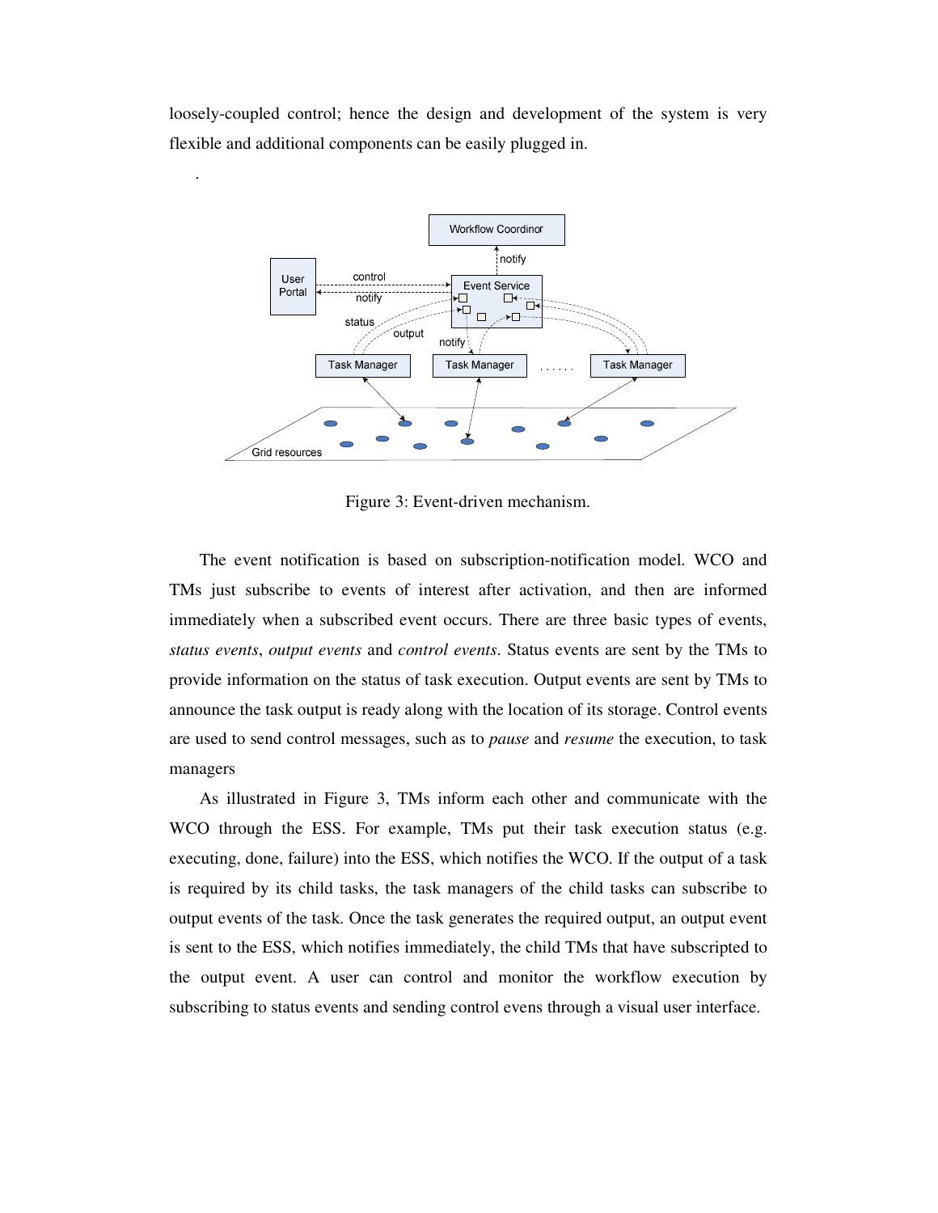loosely-coupled control; hence the design and development of the system is very flexible and additional components can be easily plugged in.

.

Figure 3: Event-driven mechanism.

The event notification is based on subscription-notification model. WCO and TMs just subscribe to events of interest after activation, and then are informed immediately when a subscribed event occurs. There are three basic types of events, *status events*, *output events* and *control events*. Status events are sent by the TMs to provide information on the status of task execution. Output events are sent by TMs to announce the task output is ready along with the location of its storage. Control events are used to send control messages, such as to *pause* and *resume* the execution, to task managers

As illustrated in Figure 3, TMs inform each other and communicate with the WCO through the ESS. For example, TMs put their task execution status (e.g. executing, done, failure) into the ESS, which notifies the WCO. If the output of a task is required by its child tasks, the task managers of the child tasks can subscribe to output events of the task. Once the task generates the required output, an output event is sent to the ESS, which notifies immediately, the child TMs that have subscripted to the output event. A user can control and monitor the workflow execution by subscribing to status events and sending control evens through a visual user interface.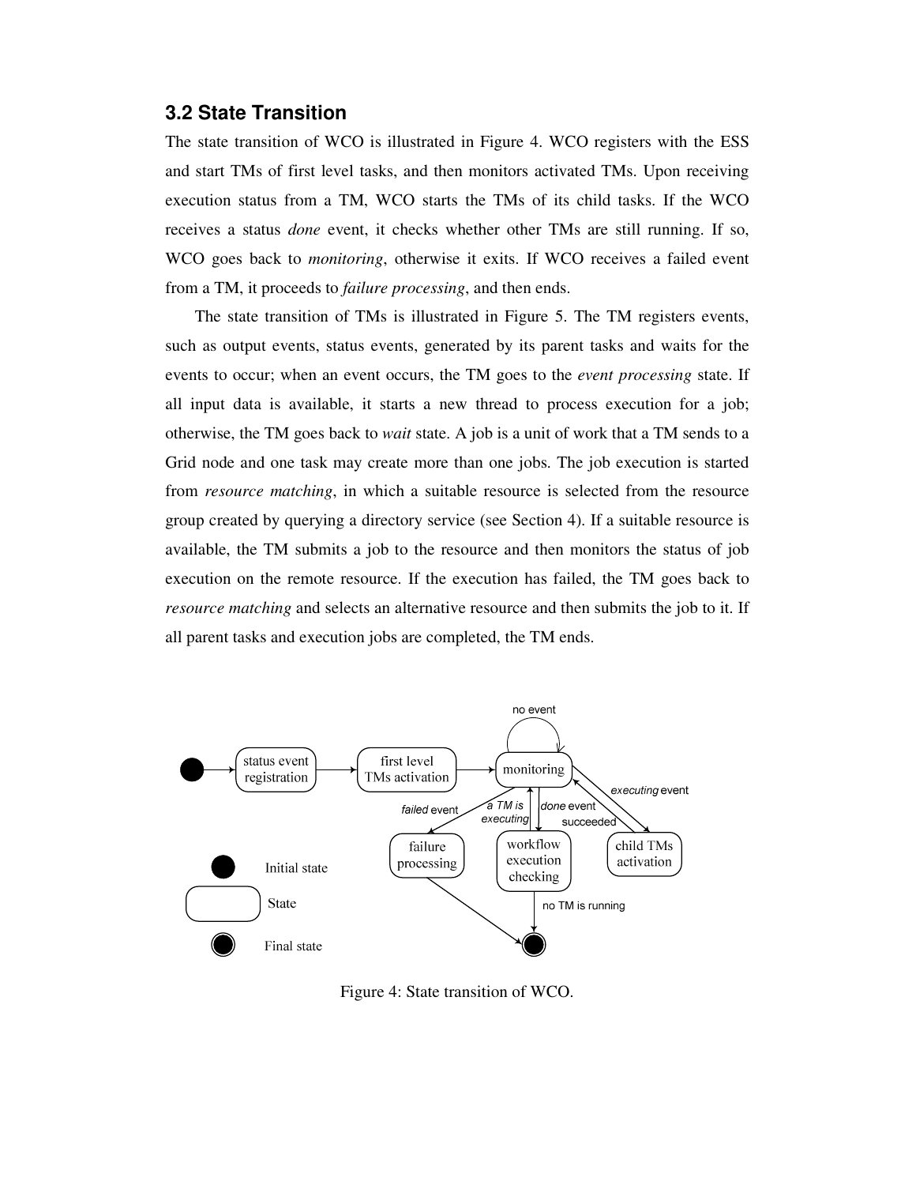### 3.2 State Transition

The state transition of WCO is illustrated in Figure 4. WCO registers with the ESS and start TMs of first level tasks, and then monitors activated TMs. Upon receiving execution status from a TM, WCO starts the TMs of its child tasks. If the WCO receives a status *done* event, it checks whether other TMs are still running. If so, WCO goes back to *monitoring*, otherwise it exits. If WCO receives a failed event from a TM, it proceeds to *failure processing*, and then ends.

The state transition of TMs is illustrated in Figure 5. The TM registers events, such as output events, status events, generated by its parent tasks and waits for the events to occur; when an event occurs, the TM goes to the *event processing* state. If all input data is available, it starts a new thread to process execution for a job; otherwise, the TM goes back to *wait* state. A job is a unit of work that a TM sends to a Grid node and one task may create more than one jobs. The job execution is started from *resource matching*, in which a suitable resource is selected from the resource group created by querying a directory service (see Section 4). If a suitable resource is available, the TM submits a job to the resource and then monitors the status of job execution on the remote resource. If the execution has failed, the TM goes back to *resource matching* and selects an alternative resource and then submits the job to it. If all parent tasks and execution jobs are completed, the TM ends.

Figure 4: State transition of WCO.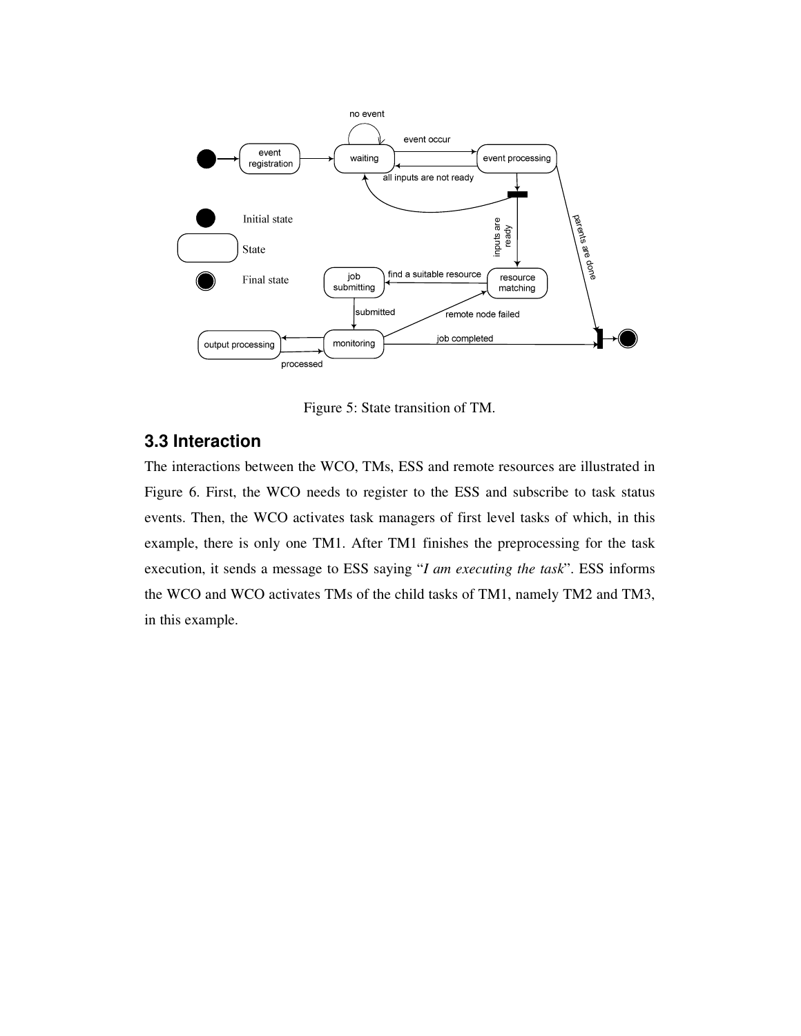Figure 5: State transition of TM.

## 3.3 Interaction

The interactions between the WCO, TMs, ESS and remote resources are illustrated in Figure 6. First, the WCO needs to register to the ESS and subscribe to task status events. Then, the WCO activates task managers of first level tasks of which, in this example, there is only one TM1. After TM1 finishes the preprocessing for the task execution, it sends a message to ESS saying "*I am executing the task*". ESS informs the WCO and WCO activates TMs of the child tasks of TM1, namely TM2 and TM3, in this example.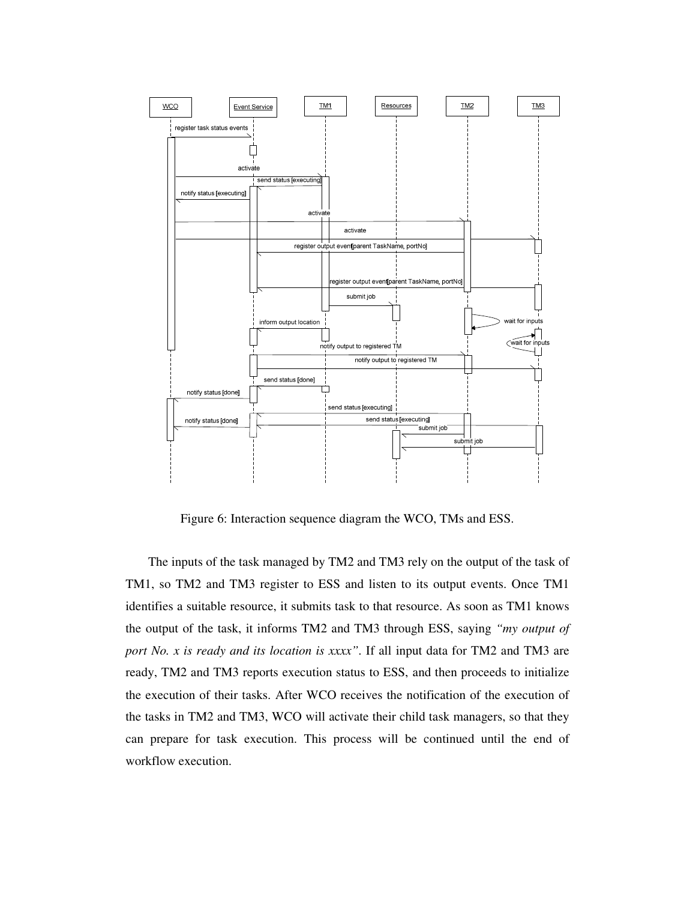Figure 6: Interaction sequence diagram the WCO, TMs and ESS.

The inputs of the task managed by TM2 and TM3 rely on the output of the task of TM1, so TM2 and TM3 register to ESS and listen to its output events. Once TM1 identifies a suitable resource, it submits task to that resource. As soon as TM1 knows the output of the task, it informs TM2 and TM3 through ESS, saying *"my output of port No. x is ready and its location is xxxx"*. If all input data for TM2 and TM3 are ready, TM2 and TM3 reports execution status to ESS, and then proceeds to initialize the execution of their tasks. After WCO receives the notification of the execution of the tasks in TM2 and TM3, WCO will activate their child task managers, so that they can prepare for task execution. This process will be continued until the end of workflow execution.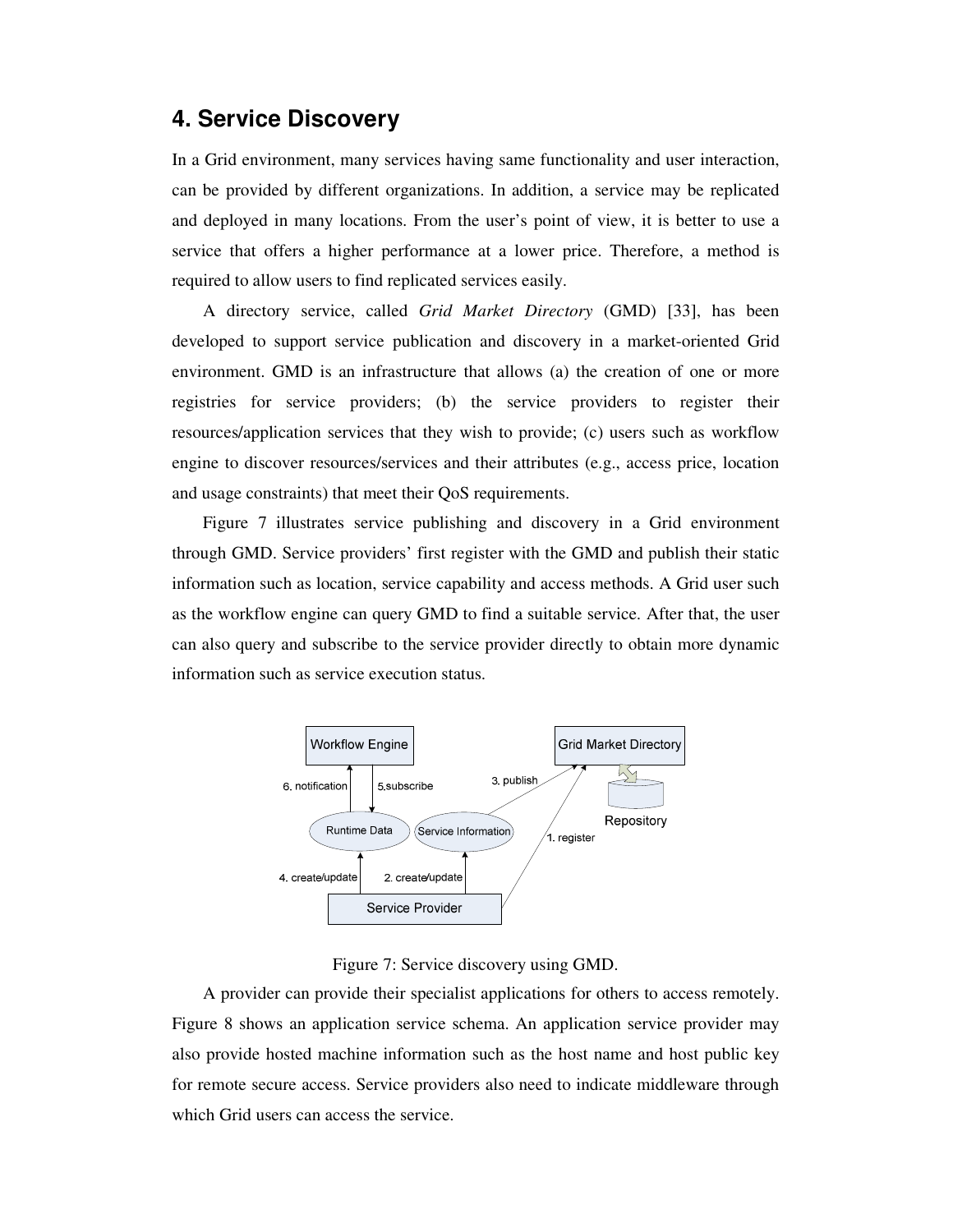# 4. Service Discovery

In a Grid environment, many services having same functionality and user interaction, can be provided by different organizations. In addition, a service may be replicated and deployed in many locations. From the user's point of view, it is better to use a service that offers a higher performance at a lower price. Therefore, a method is required to allow users to find replicated services easily.

A directory service, called *Grid Market Directory* (GMD) [33], has been developed to support service publication and discovery in a market-oriented Grid environment. GMD is an infrastructure that allows (a) the creation of one or more registries for service providers; (b) the service providers to register their resources/application services that they wish to provide; (c) users such as workflow engine to discover resources/services and their attributes (e.g., access price, location and usage constraints) that meet their QoS requirements.

Figure 7 illustrates service publishing and discovery in a Grid environment through GMD. Service providers' first register with the GMD and publish their static information such as location, service capability and access methods. A Grid user such as the workflow engine can query GMD to find a suitable service. After that, the user can also query and subscribe to the service provider directly to obtain more dynamic information such as service execution status.

Figure 7: Service discovery using GMD.

A provider can provide their specialist applications for others to access remotely. Figure 8 shows an application service schema. An application service provider may also provide hosted machine information such as the host name and host public key for remote secure access. Service providers also need to indicate middleware through which Grid users can access the service.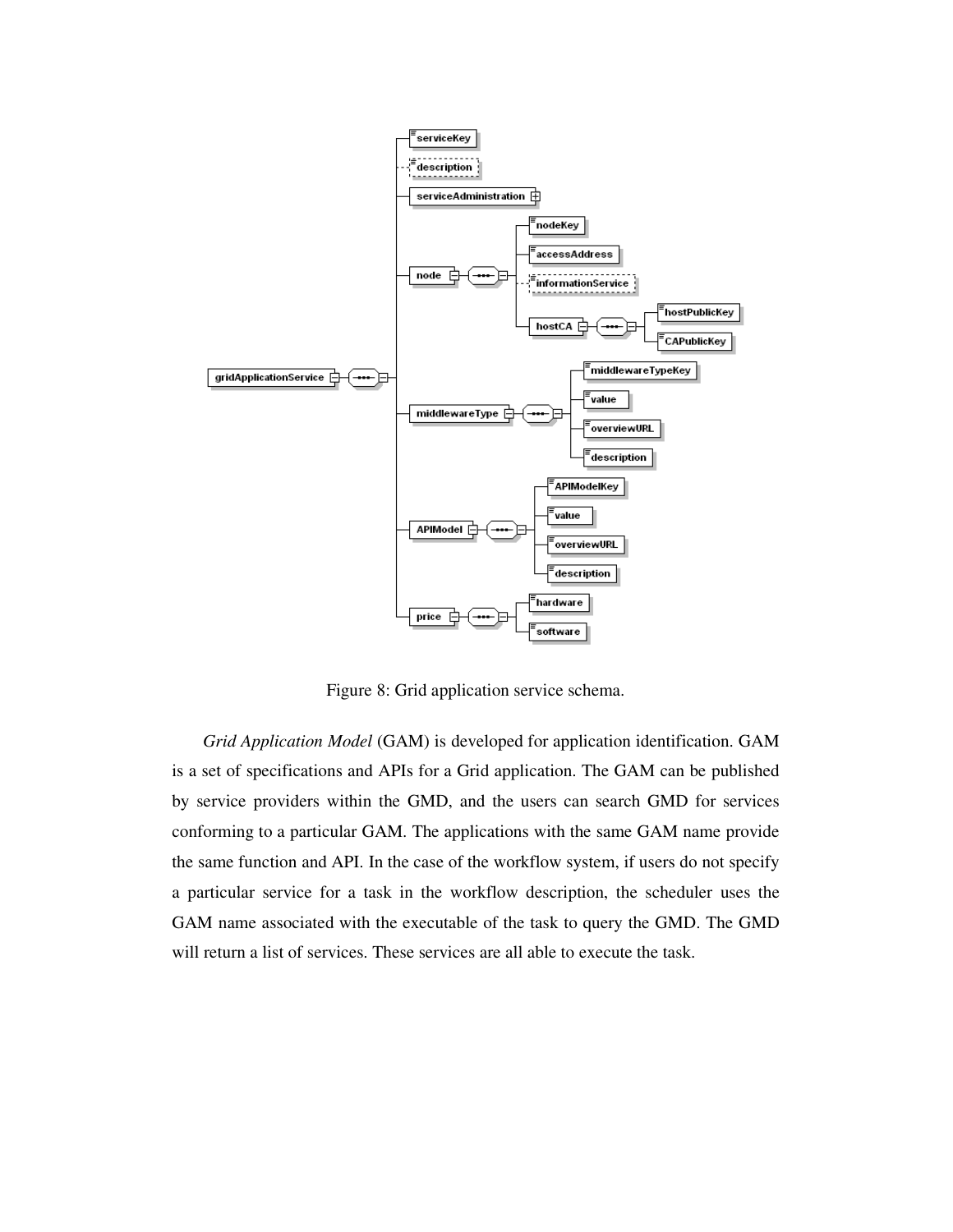Figure 8: Grid application service schema.

*Grid Application Model* (GAM) is developed for application identification. GAM is a set of specifications and APIs for a Grid application. The GAM can be published by service providers within the GMD, and the users can search GMD for services conforming to a particular GAM. The applications with the same GAM name provide the same function and API. In the case of the workflow system, if users do not specify a particular service for a task in the workflow description, the scheduler uses the GAM name associated with the executable of the task to query the GMD. The GMD will return a list of services. These services are all able to execute the task.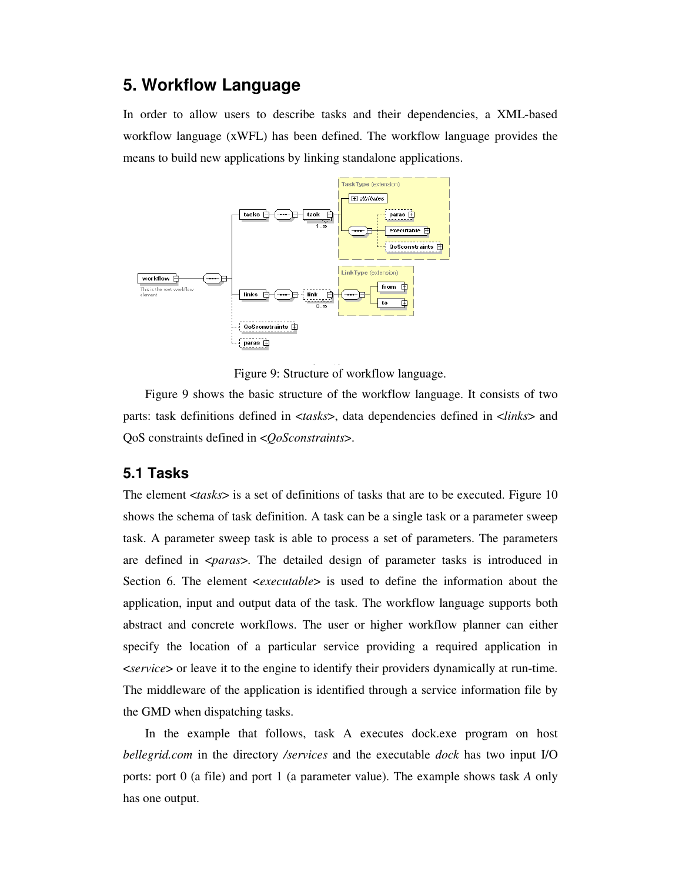## 5. Workflow Language

In order to allow users to describe tasks and their dependencies, a XML-based workflow language (xWFL) has been defined. The workflow language provides the means to build new applications by linking standalone applications.

Figure 9: Structure of workflow language.

Figure 9 shows the basic structure of the workflow language. It consists of two parts: task definitions defined in <*tasks*>, data dependencies defined in <*links*> and QoS constraints defined in <*QoSconstraints*>.

### 5.1 Tasks

The element <*tasks*> is a set of definitions of tasks that are to be executed. Figure 10 shows the schema of task definition. A task can be a single task or a parameter sweep task. A parameter sweep task is able to process a set of parameters. The parameters are defined in <*paras*>. The detailed design of parameter tasks is introduced in Section 6. The element <*executable*> is used to define the information about the application, input and output data of the task. The workflow language supports both abstract and concrete workflows. The user or higher workflow planner can either specify the location of a particular service providing a required application in <*service*> or leave it to the engine to identify their providers dynamically at run-time. The middleware of the application is identified through a service information file by the GMD when dispatching tasks.

In the example that follows, task A executes dock.exe program on host *bellegrid.com* in the directory */services* and the executable *dock* has two input I/O ports: port 0 (a file) and port 1 (a parameter value). The example shows task *A* only has one output.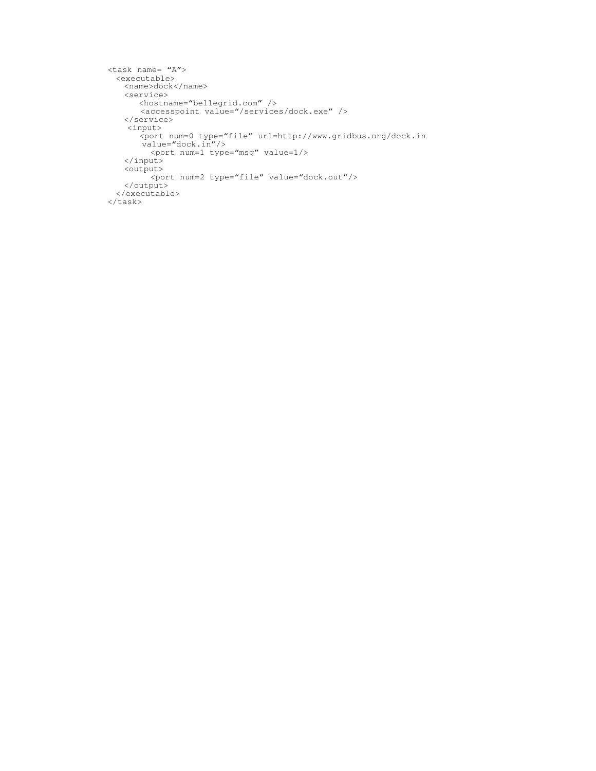```
<task name= “A”>
  <executable>
    <name>dock</name>
    <service>
       <hostname=“bellegrid.com” />
        <accesspoint value=“/services/dock.exe” />
    </service>
     <input>
        <port num=0 type=“file” url=http://www.gridbus.org/dock.in
         value=“dock.in”/>
          <port num=1 type=“msg” value=1/>
    </input>
    <output>
          <port num=2 type=“file” value=“dock.out”/>
    </output>
  </executable>
</task>
```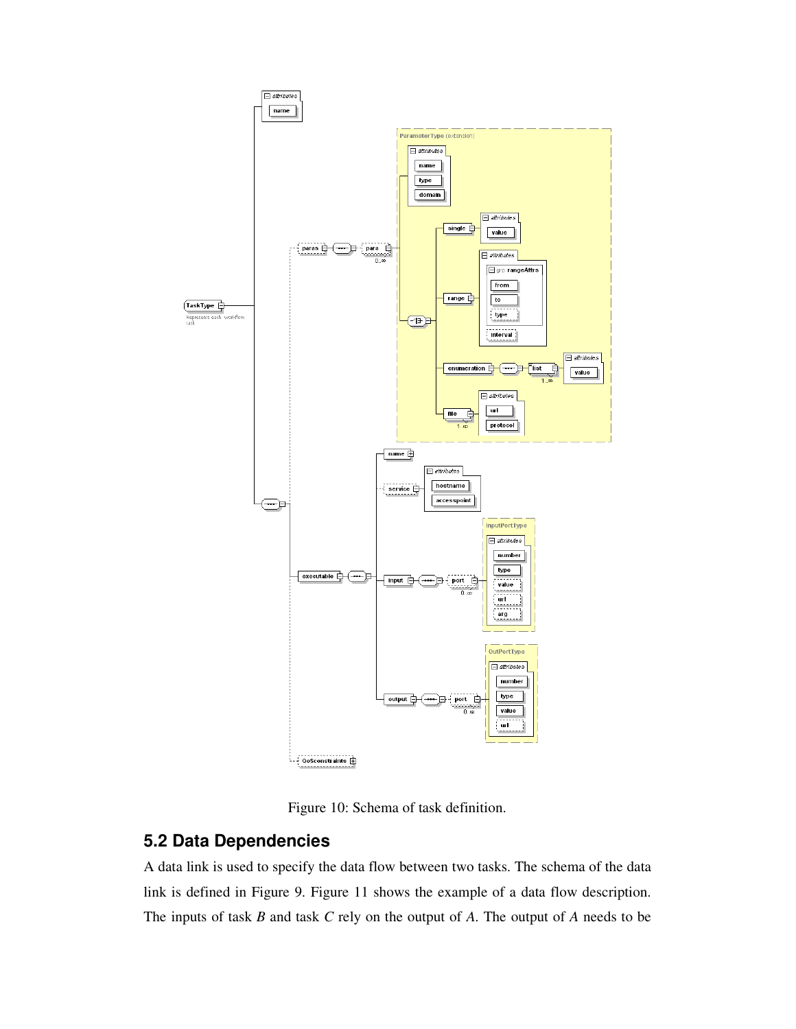Figure 10: Schema of task definition.

## 5.2 Data Dependencies

A data link is used to specify the data flow between two tasks. The schema of the data link is defined in Figure 9. Figure 11 shows the example of a data flow description. The inputs of task *B* and task *C* rely on the output of *A*. The output of *A* needs to be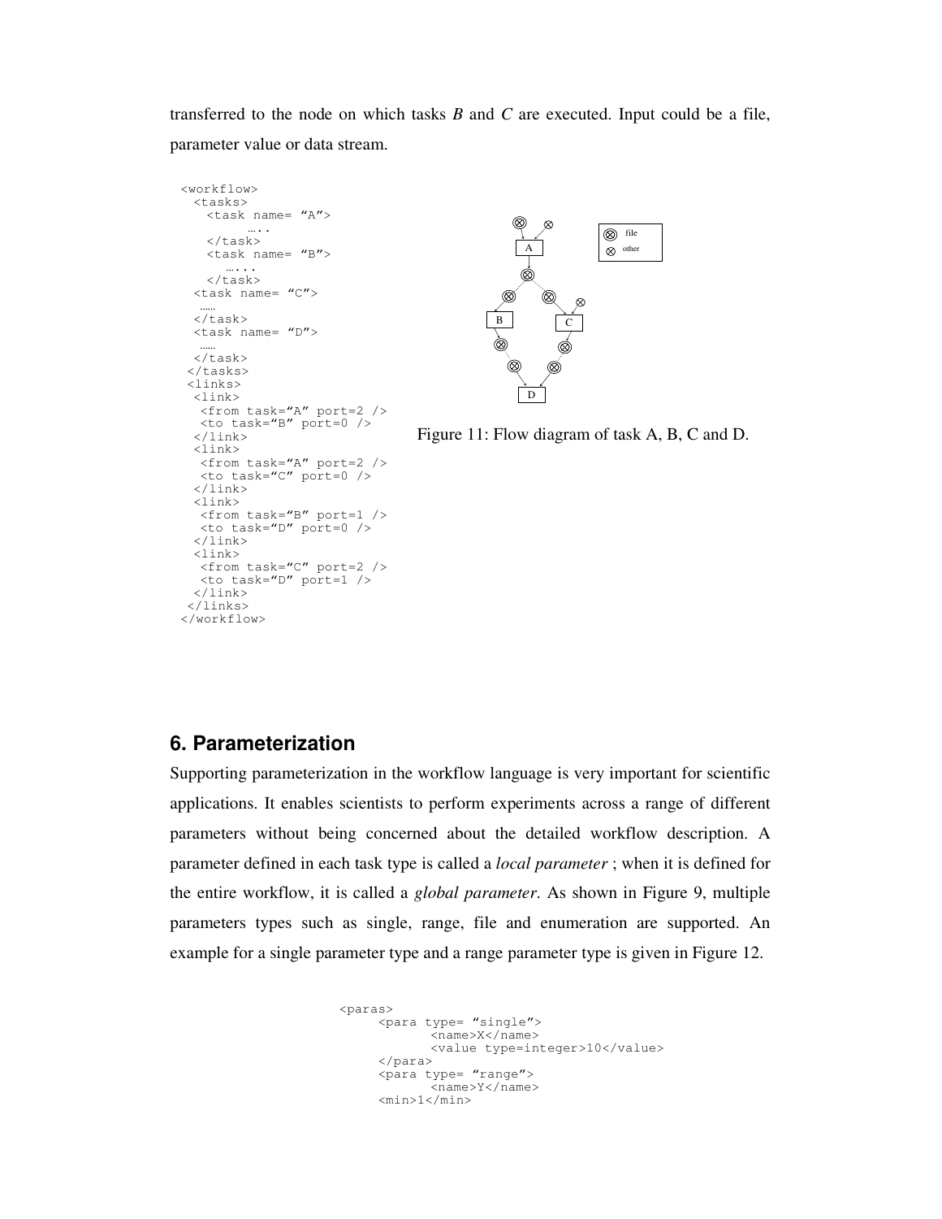transferred to the node on which tasks *B* and *C* are executed. Input could be a file, parameter value or data stream.

```
<workflow>
  <tasks>
    <task name= "A">
         ….. 
    </task>
    <task name= "B">
       …...
    </task>
  <task name= "C">
  ……
  </task>
  <task name= "D">
  ……
  </task>
 </tasks>
 <links>
  <link>
   <from task="A" port=2 />
   <to task="B" port=0 />
  </link>
  <link>
   <from task="A" port=2 />
   <to task="C" port=0 />
  </link>
  <link>
   <from task="B" port=1 />
   <to task="D" port=0 />
  </link>
  <link>
   <from task="C" port=2 />
   <to task="D" port=1 />
  </link>
 </links>
</workflow>
```

Figure 11: Flow diagram of task A, B, C and D.

## 6. Parameterization

Supporting parameterization in the workflow language is very important for scientific applications. It enables scientists to perform experiments across a range of different parameters without being concerned about the detailed workflow description. A parameter defined in each task type is called a *local parameter* ; when it is defined for the entire workflow, it is called a *global parameter*. As shown in Figure 9, multiple parameters types such as single, range, file and enumeration are supported. An example for a single parameter type and a range parameter type is given in Figure 12.

```
<paras>
     <para type= "single">
            <name>X</name>
            <value type=integer>10</value>
     </para>
     <para type= "range">
            <name>Y</name>
     <min>1</min>
```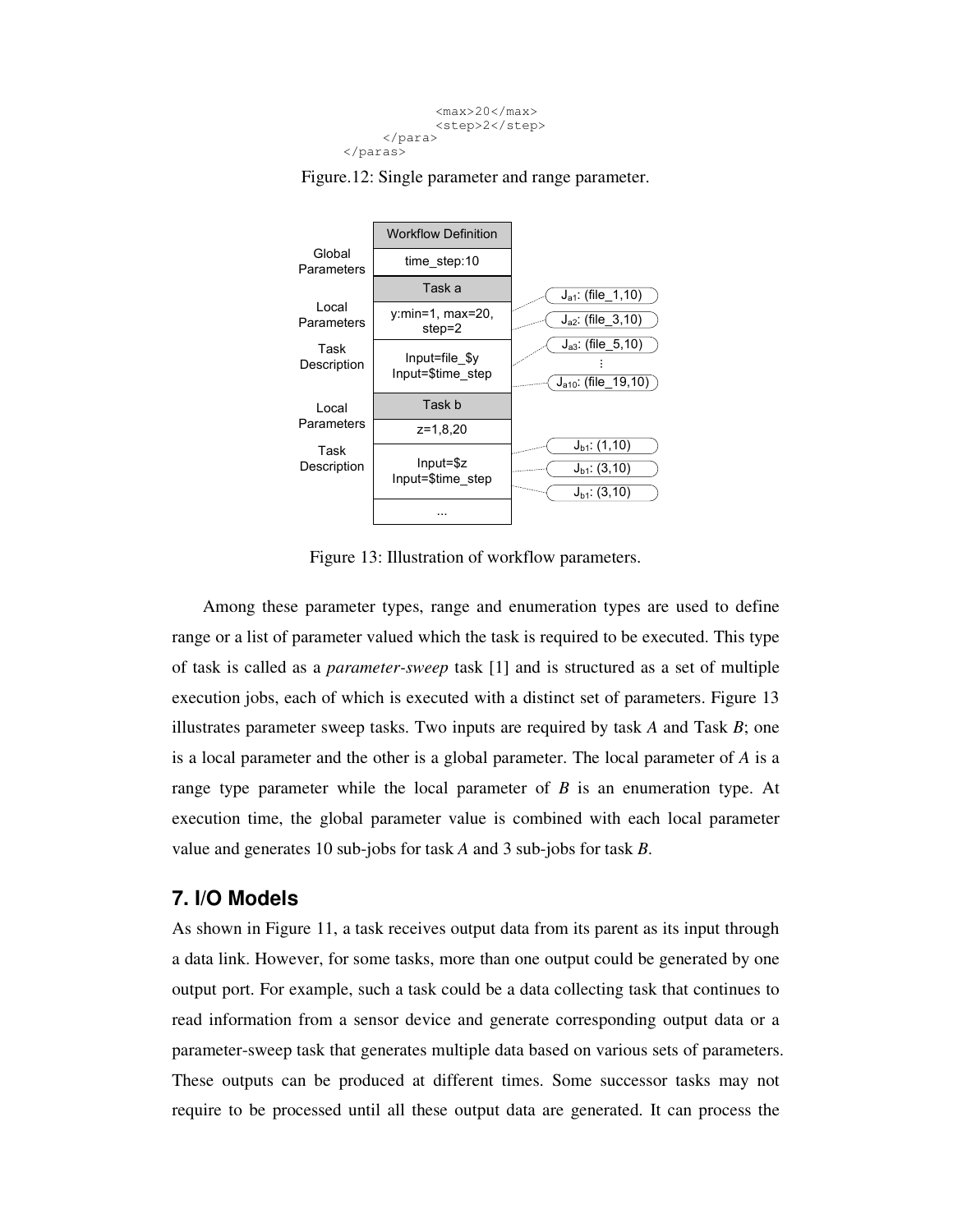```
            <max>20</max>
            <step>2</step>
        </para>
    </paras>
```

Figure.12: Single parameter and range parameter.

| | Workflow Definition | |
|---|---|---|
| Global Parameters | time_step:10 | |
| | Task a | |
| Local Parameters | y:min=1, max=20, step=2 | $J_{a1}$: (file_1,10) |
| | | $J_{a2}$: (file_3,10) |
| Task Description | Input=file_$y Input=$time_step | $J_{a3}$: (file_5,10) |
| | | ⋮ |
| | | $J_{a10}$: (file_19,10) |
| | Task b | |
| Local Parameters | z=1,8,20 | |
| Task Description | Input=$z Input=$time_step | $J_{b1}$: (1,10) |
| | | $J_{b1}$: (3,10) |
| | | $J_{b1}$: (3,10) |
| | ... | |

Figure 13: Illustration of workflow parameters.

Among these parameter types, range and enumeration types are used to define range or a list of parameter valued which the task is required to be executed. This type of task is called as a *parameter-sweep* task [1] and is structured as a set of multiple execution jobs, each of which is executed with a distinct set of parameters. Figure 13 illustrates parameter sweep tasks. Two inputs are required by task *A* and Task *B*; one is a local parameter and the other is a global parameter. The local parameter of *A* is a range type parameter while the local parameter of *B* is an enumeration type. At execution time, the global parameter value is combined with each local parameter value and generates 10 sub-jobs for task *A* and 3 sub-jobs for task *B*.

## 7. I/O Models

As shown in Figure 11, a task receives output data from its parent as its input through a data link. However, for some tasks, more than one output could be generated by one output port. For example, such a task could be a data collecting task that continues to read information from a sensor device and generate corresponding output data or a parameter-sweep task that generates multiple data based on various sets of parameters. These outputs can be produced at different times. Some successor tasks may not require to be processed until all these output data are generated. It can process the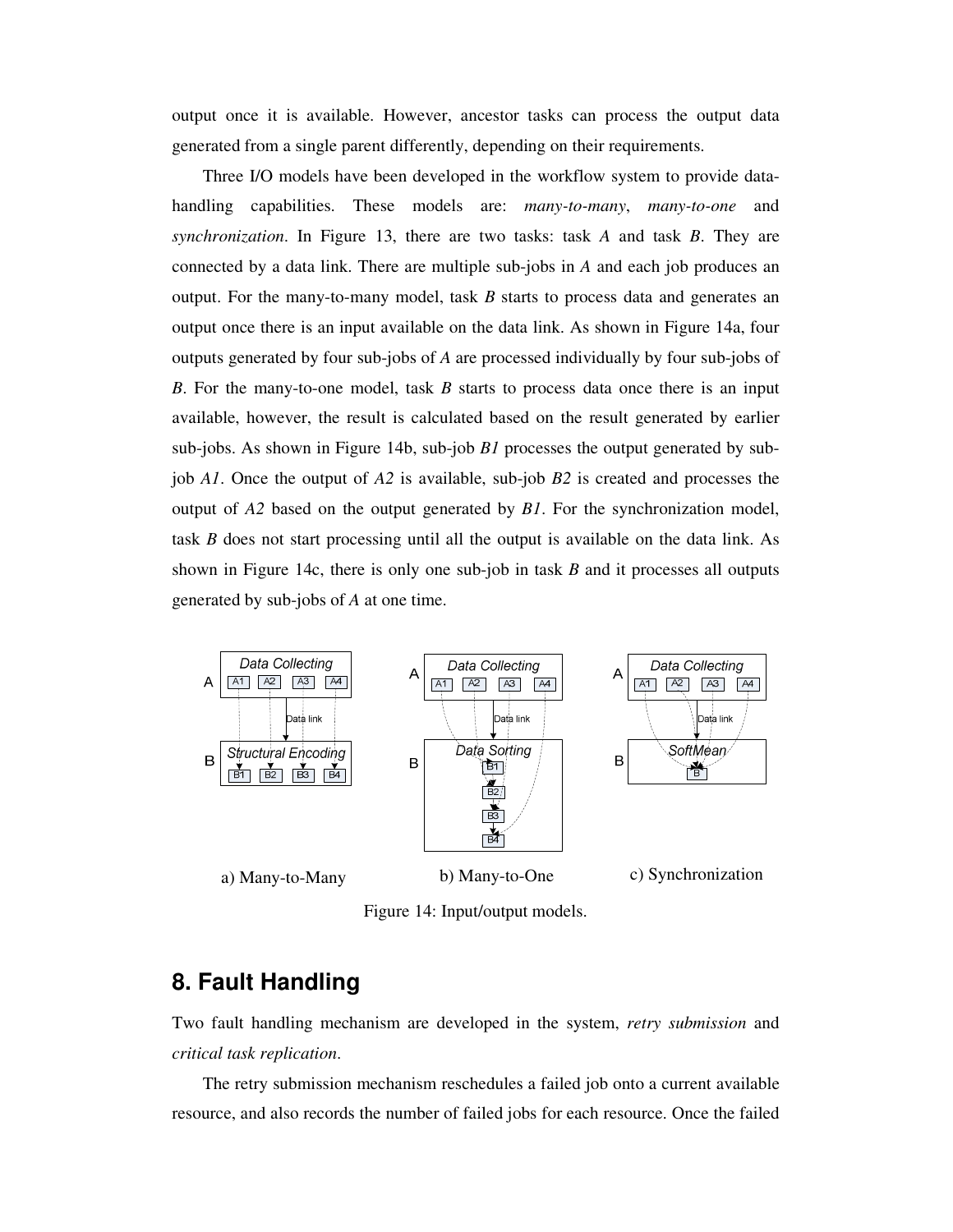output once it is available. However, ancestor tasks can process the output data generated from a single parent differently, depending on their requirements.

Three I/O models have been developed in the workflow system to provide data-handling capabilities. These models are: *many-to-many*, *many-to-one* and *synchronization*. In Figure 13, there are two tasks: task *A* and task *B*. They are connected by a data link. There are multiple sub-jobs in *A* and each job produces an output. For the many-to-many model, task *B* starts to process data and generates an output once there is an input available on the data link. As shown in Figure 14a, four outputs generated by four sub-jobs of *A* are processed individually by four sub-jobs of *B*. For the many-to-one model, task *B* starts to process data once there is an input available, however, the result is calculated based on the result generated by earlier sub-jobs. As shown in Figure 14b, sub-job *B1* processes the output generated by sub-job *A1*. Once the output of *A2* is available, sub-job *B2* is created and processes the output of *A2* based on the output generated by *B1*. For the synchronization model, task *B* does not start processing until all the output is available on the data link. As shown in Figure 14c, there is only one sub-job in task *B* and it processes all outputs generated by sub-jobs of *A* at one time.

a) Many-to-Many b) Many-to-One c) Synchronization

Figure 14: Input/output models.

## 8. Fault Handling

Two fault handling mechanism are developed in the system, *retry submission* and *critical task replication*.

The retry submission mechanism reschedules a failed job onto a current available resource, and also records the number of failed jobs for each resource. Once the failed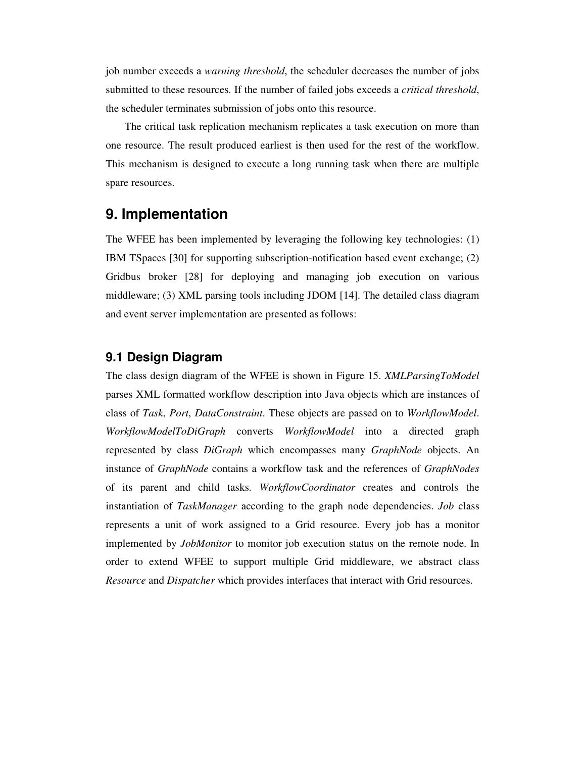job number exceeds a *warning threshold*, the scheduler decreases the number of jobs submitted to these resources. If the number of failed jobs exceeds a *critical threshold*, the scheduler terminates submission of jobs onto this resource.

The critical task replication mechanism replicates a task execution on more than one resource. The result produced earliest is then used for the rest of the workflow. This mechanism is designed to execute a long running task when there are multiple spare resources.

# 9. Implementation

The WFEE has been implemented by leveraging the following key technologies: (1) IBM TSpaces [30] for supporting subscription-notification based event exchange; (2) Gridbus broker [28] for deploying and managing job execution on various middleware; (3) XML parsing tools including JDOM [14]. The detailed class diagram and event server implementation are presented as follows:

## 9.1 Design Diagram

The class design diagram of the WFEE is shown in Figure 15. *XMLParsingToModel* parses XML formatted workflow description into Java objects which are instances of class of *Task*, *Port*, *DataConstraint*. These objects are passed on to *WorkflowModel*. *WorkflowModelToDiGraph* converts *WorkflowModel* into a directed graph represented by class *DiGraph* which encompasses many *GraphNode* objects. An instance of *GraphNode* contains a workflow task and the references of *GraphNodes* of its parent and child tasks. *WorkflowCoordinator* creates and controls the instantiation of *TaskManager* according to the graph node dependencies. *Job* class represents a unit of work assigned to a Grid resource. Every job has a monitor implemented by *JobMonitor* to monitor job execution status on the remote node. In order to extend WFEE to support multiple Grid middleware, we abstract class *Resource* and *Dispatcher* which provides interfaces that interact with Grid resources.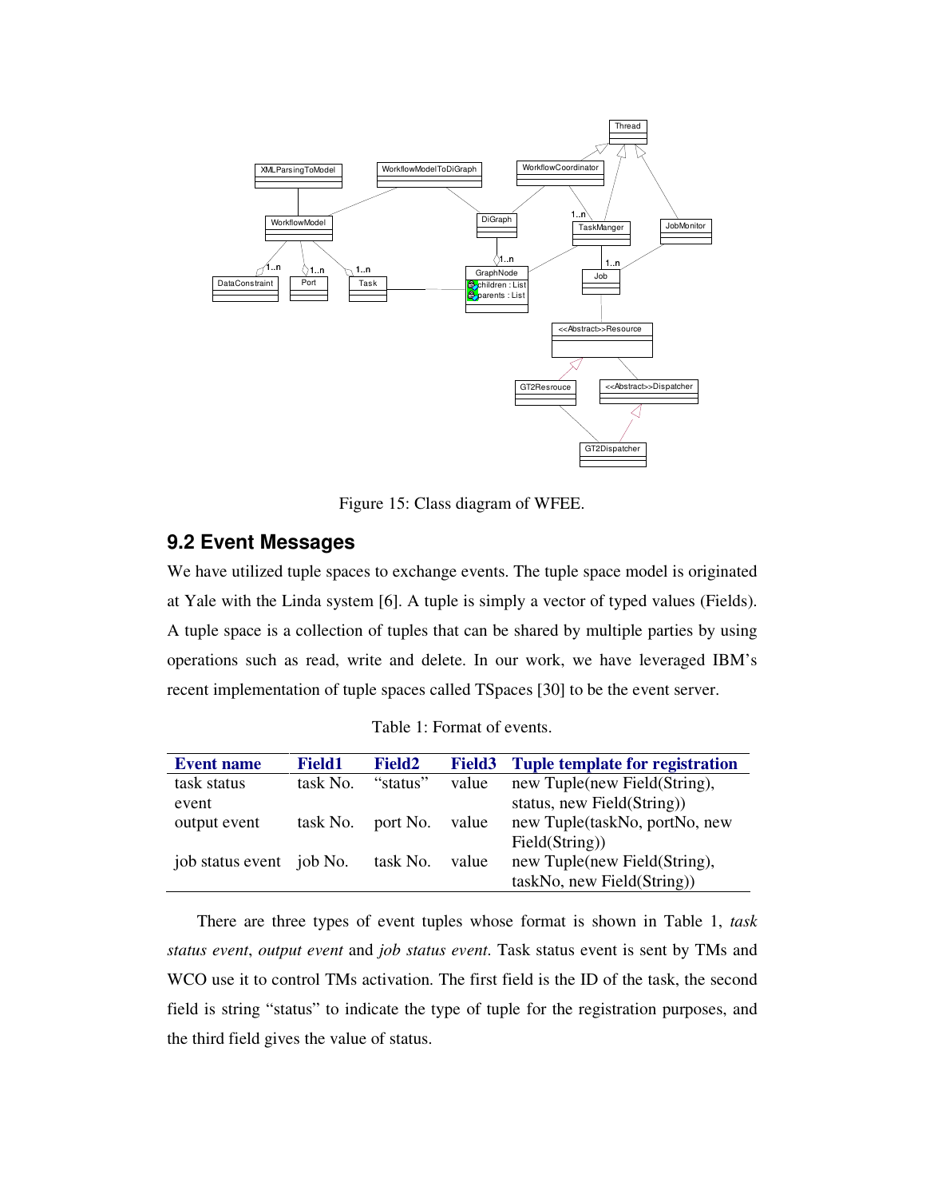Figure 15: Class diagram of WFEE.

## 9.2 Event Messages

We have utilized tuple spaces to exchange events. The tuple space model is originated at Yale with the Linda system [6]. A tuple is simply a vector of typed values (Fields). A tuple space is a collection of tuples that can be shared by multiple parties by using operations such as read, write and delete. In our work, we have leveraged IBM's recent implementation of tuple spaces called TSpaces [30] to be the event server.

Table 1: Format of events.

| Event name | Field1 | Field2 | Field3 | Tuple template for registration |
|---|---|---|---|---|
| task status event | task No. | "status" | value | new Tuple(new Field(String), status, new Field(String)) |
| output event | task No. | port No. | value | new Tuple(taskNo, portNo, new Field(String)) |
| job status event | job No. | task No. | value | new Tuple(new Field(String), taskNo, new Field(String)) |

There are three types of event tuples whose format is shown in Table 1, *task status event*, *output event* and *job status event*. Task status event is sent by TMs and WCO use it to control TMs activation. The first field is the ID of the task, the second field is string "status" to indicate the type of tuple for the registration purposes, and the third field gives the value of status.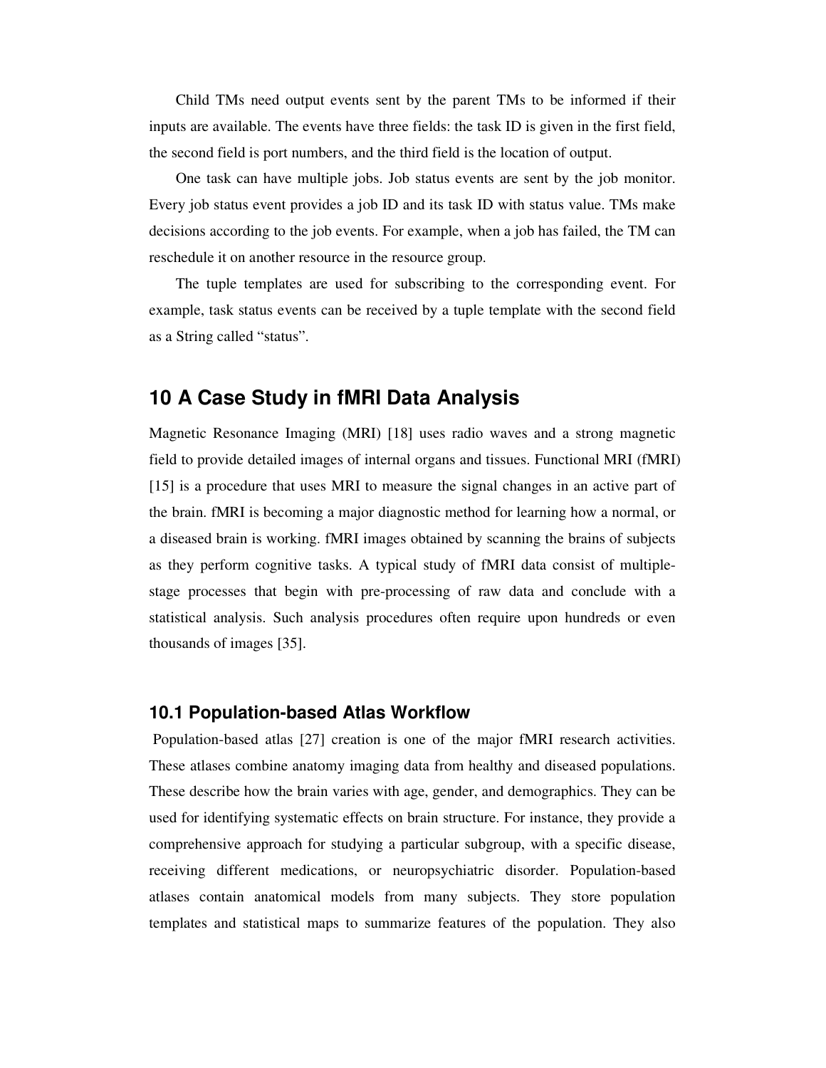Child TMs need output events sent by the parent TMs to be informed if their inputs are available. The events have three fields: the task ID is given in the first field, the second field is port numbers, and the third field is the location of output.

One task can have multiple jobs. Job status events are sent by the job monitor. Every job status event provides a job ID and its task ID with status value. TMs make decisions according to the job events. For example, when a job has failed, the TM can reschedule it on another resource in the resource group.

The tuple templates are used for subscribing to the corresponding event. For example, task status events can be received by a tuple template with the second field as a String called "status".

## 10 A Case Study in fMRI Data Analysis

Magnetic Resonance Imaging (MRI) [18] uses radio waves and a strong magnetic field to provide detailed images of internal organs and tissues. Functional MRI (fMRI) [15] is a procedure that uses MRI to measure the signal changes in an active part of the brain. fMRI is becoming a major diagnostic method for learning how a normal, or a diseased brain is working. fMRI images obtained by scanning the brains of subjects as they perform cognitive tasks. A typical study of fMRI data consist of multiple-stage processes that begin with pre-processing of raw data and conclude with a statistical analysis. Such analysis procedures often require upon hundreds or even thousands of images [35].

### 10.1 Population-based Atlas Workflow

Population-based atlas [27] creation is one of the major fMRI research activities. These atlases combine anatomy imaging data from healthy and diseased populations. These describe how the brain varies with age, gender, and demographics. They can be used for identifying systematic effects on brain structure. For instance, they provide a comprehensive approach for studying a particular subgroup, with a specific disease, receiving different medications, or neuropsychiatric disorder. Population-based atlases contain anatomical models from many subjects. They store population templates and statistical maps to summarize features of the population. They also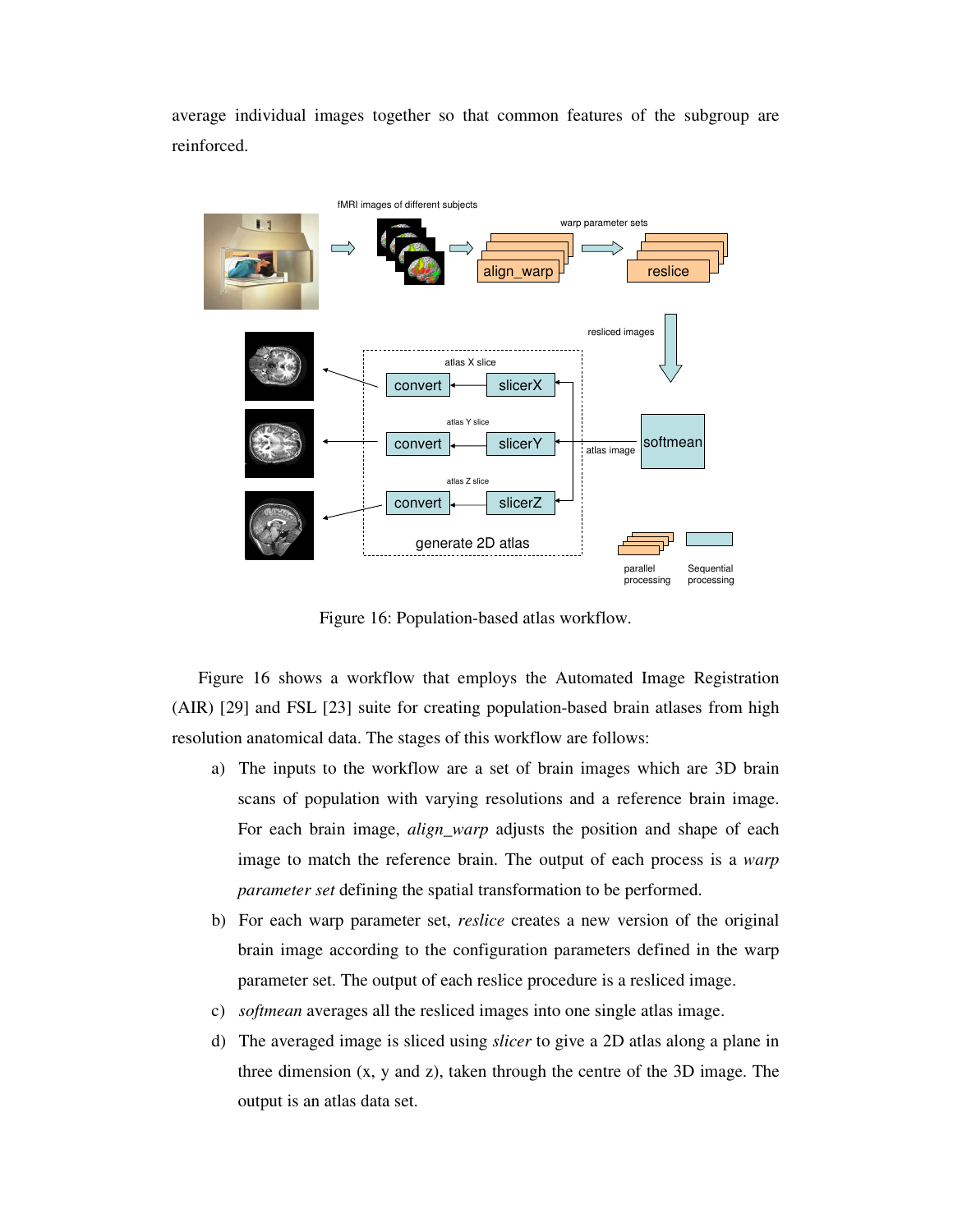average individual images together so that common features of the subgroup are reinforced.

Figure 16: Population-based atlas workflow.

Figure 16 shows a workflow that employs the Automated Image Registration (AIR) [29] and FSL [23] suite for creating population-based brain atlases from high resolution anatomical data. The stages of this workflow are follows:

a) The inputs to the workflow are a set of brain images which are 3D brain scans of population with varying resolutions and a reference brain image. For each brain image, *align_warp* adjusts the position and shape of each image to match the reference brain. The output of each process is a *warp parameter set* defining the spatial transformation to be performed.

b) For each warp parameter set, *reslice* creates a new version of the original brain image according to the configuration parameters defined in the warp parameter set. The output of each reslice procedure is a resliced image.

c) *softmean* averages all the resliced images into one single atlas image.

d) The averaged image is sliced using *slicer* to give a 2D atlas along a plane in three dimension (x, y and z), taken through the centre of the 3D image. The output is an atlas data set.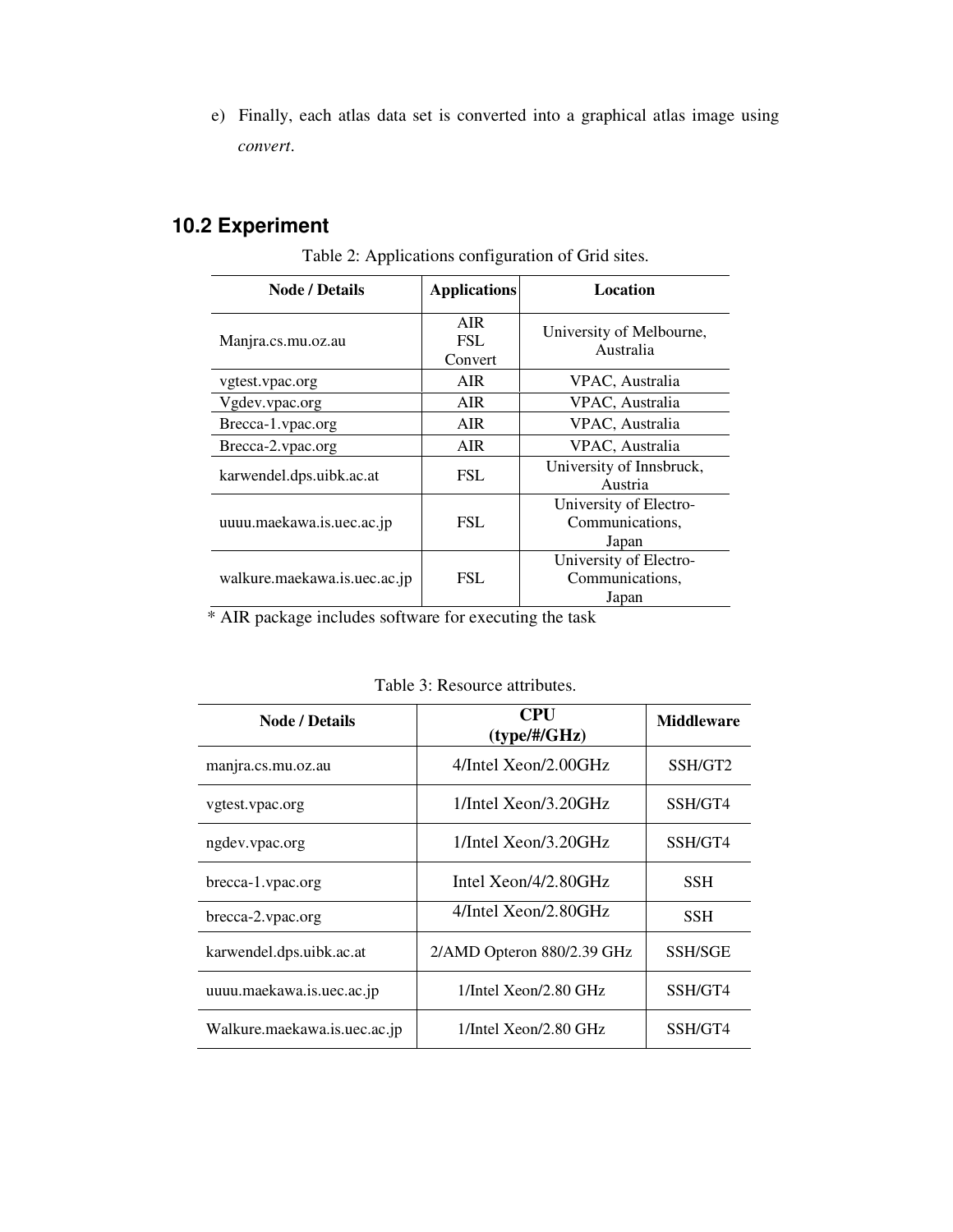e) Finally, each atlas data set is converted into a graphical atlas image using *convert*.

## 10.2 Experiment

Table 2: Applications configuration of Grid sites.

| Node / Details | Applications | Location |
|---|---|---|
| Manjra.cs.mu.oz.au | AIR FSL Convert | University of Melbourne, Australia |
| vgtest.vpac.org | AIR | VPAC, Australia |
| Vgdev.vpac.org | AIR | VPAC, Australia |
| Brecca-1.vpac.org | AIR | VPAC, Australia |
| Brecca-2.vpac.org | AIR | VPAC, Australia |
| karwendel.dps.uibk.ac.at | FSL | University of Innsbruck, Austria |
| uuuu.maekawa.is.uec.ac.jp | FSL | University of Electro-Communications, Japan |
| walkure.maekawa.is.uec.ac.jp | FSL | University of Electro-Communications, Japan |

* AIR package includes software for executing the task

Table 3: Resource attributes.

| Node / Details | CPU (type/#/GHz) | Middleware |
|---|---|---|
| manjra.cs.mu.oz.au | 4/Intel Xeon/2.00GHz | SSH/GT2 |
| vgtest.vpac.org | 1/Intel Xeon/3.20GHz | SSH/GT4 |
| ngdev.vpac.org | 1/Intel Xeon/3.20GHz | SSH/GT4 |
| brecca-1.vpac.org | Intel Xeon/4/2.80GHz | SSH |
| brecca-2.vpac.org | 4/Intel Xeon/2.80GHz | SSH |
| karwendel.dps.uibk.ac.at | 2/AMD Opteron 880/2.39 GHz | SSH/SGE |
| uuuu.maekawa.is.uec.ac.jp | 1/Intel Xeon/2.80 GHz | SSH/GT4 |
| Walkure.maekawa.is.uec.ac.jp | 1/Intel Xeon/2.80 GHz | SSH/GT4 |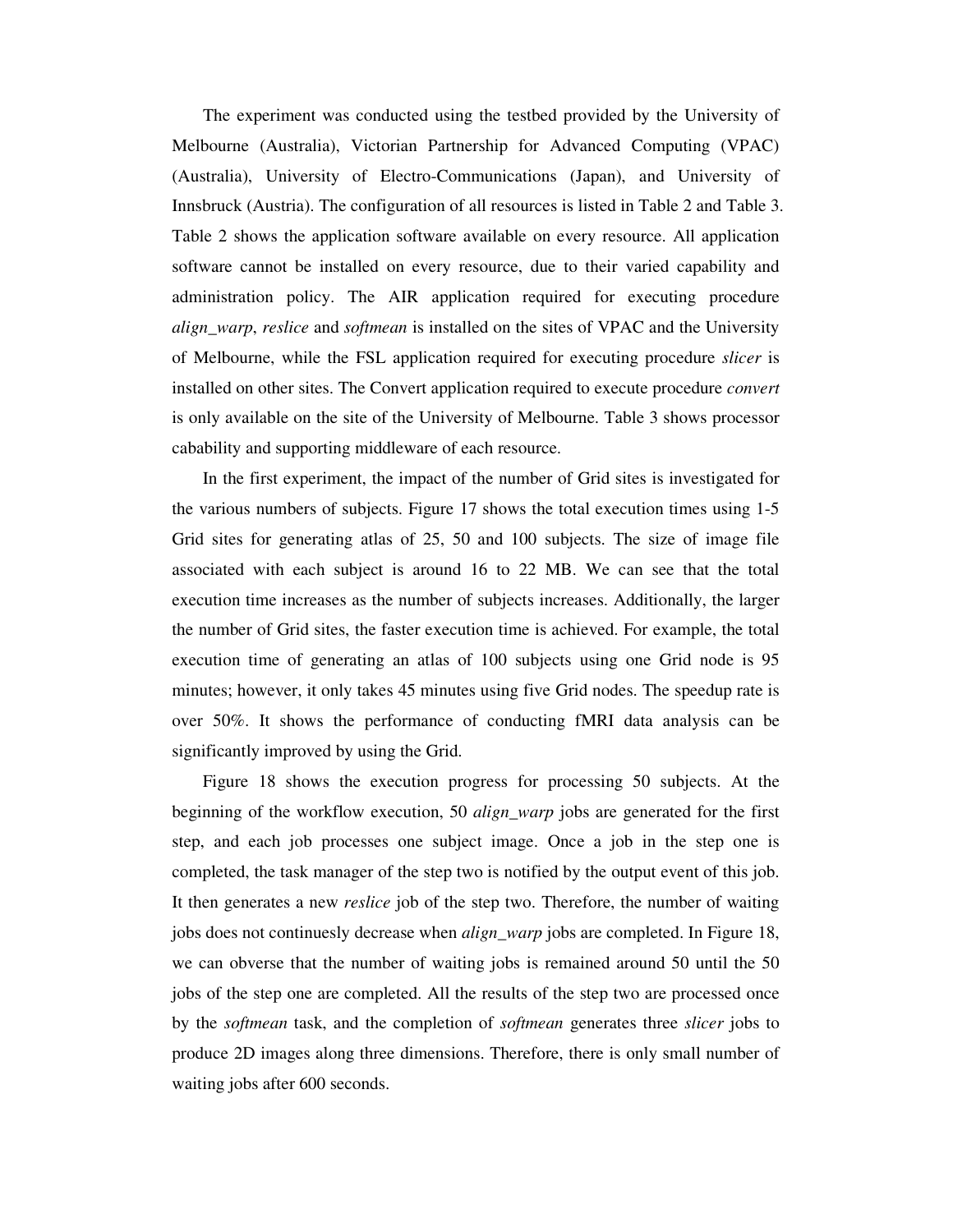The experiment was conducted using the testbed provided by the University of Melbourne (Australia), Victorian Partnership for Advanced Computing (VPAC) (Australia), University of Electro-Communications (Japan), and University of Innsbruck (Austria). The configuration of all resources is listed in Table 2 and Table 3. Table 2 shows the application software available on every resource. All application software cannot be installed on every resource, due to their varied capability and administration policy. The AIR application required for executing procedure *align_warp*, *reslice* and *softmean* is installed on the sites of VPAC and the University of Melbourne, while the FSL application required for executing procedure *slicer* is installed on other sites. The Convert application required to execute procedure *convert* is only available on the site of the University of Melbourne. Table 3 shows processor cabability and supporting middleware of each resource.

In the first experiment, the impact of the number of Grid sites is investigated for the various numbers of subjects. Figure 17 shows the total execution times using 1-5 Grid sites for generating atlas of 25, 50 and 100 subjects. The size of image file associated with each subject is around 16 to 22 MB. We can see that the total execution time increases as the number of subjects increases. Additionally, the larger the number of Grid sites, the faster execution time is achieved. For example, the total execution time of generating an atlas of 100 subjects using one Grid node is 95 minutes; however, it only takes 45 minutes using five Grid nodes. The speedup rate is over 50%. It shows the performance of conducting fMRI data analysis can be significantly improved by using the Grid.

Figure 18 shows the execution progress for processing 50 subjects. At the beginning of the workflow execution, 50 *align_warp* jobs are generated for the first step, and each job processes one subject image. Once a job in the step one is completed, the task manager of the step two is notified by the output event of this job. It then generates a new *reslice* job of the step two. Therefore, the number of waiting jobs does not continuesly decrease when *align_warp* jobs are completed. In Figure 18, we can obverse that the number of waiting jobs is remained around 50 until the 50 jobs of the step one are completed. All the results of the step two are processed once by the *softmean* task, and the completion of *softmean* generates three *slicer* jobs to produce 2D images along three dimensions. Therefore, there is only small number of waiting jobs after 600 seconds.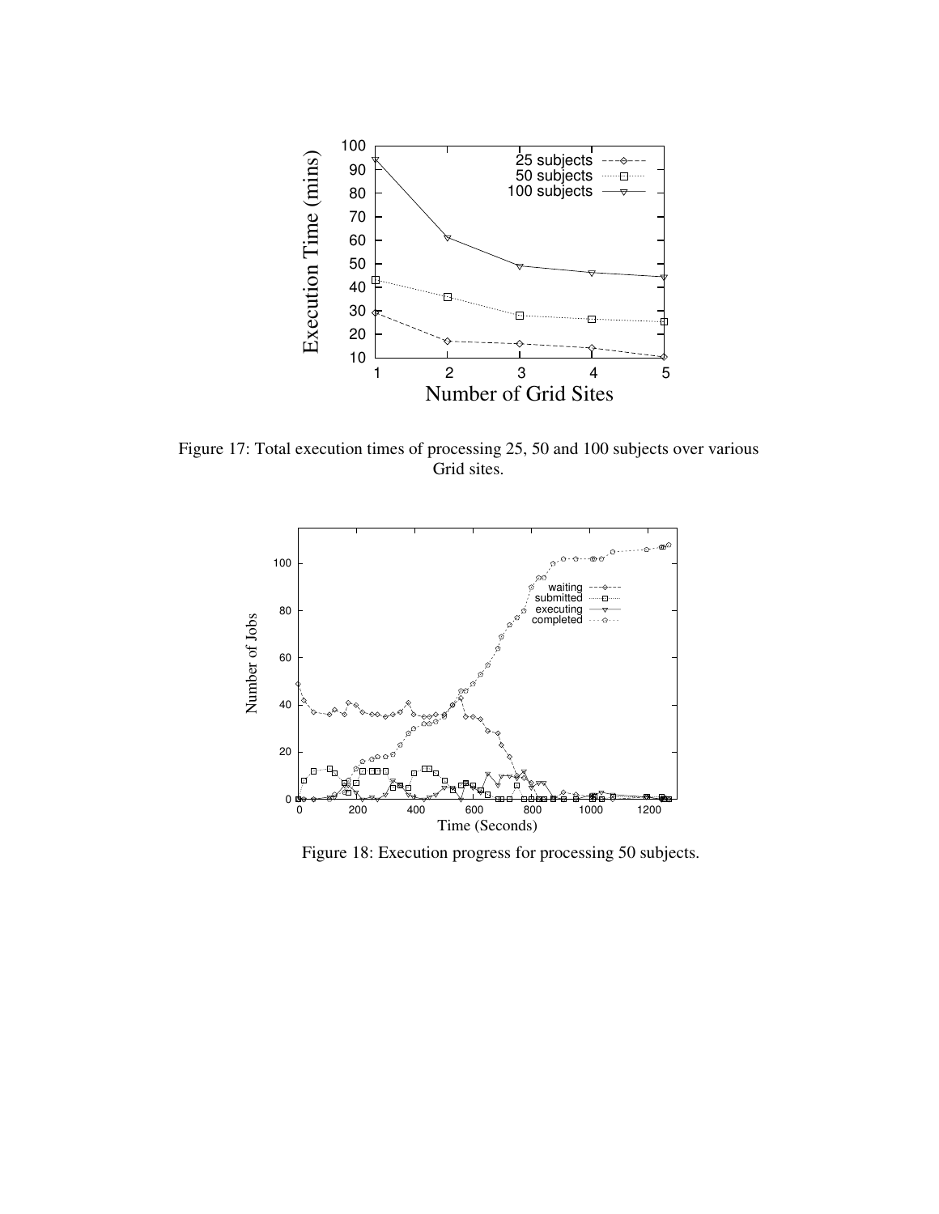Figure 17: Total execution times of processing 25, 50 and 100 subjects over various Grid sites.

Figure 18: Execution progress for processing 50 subjects.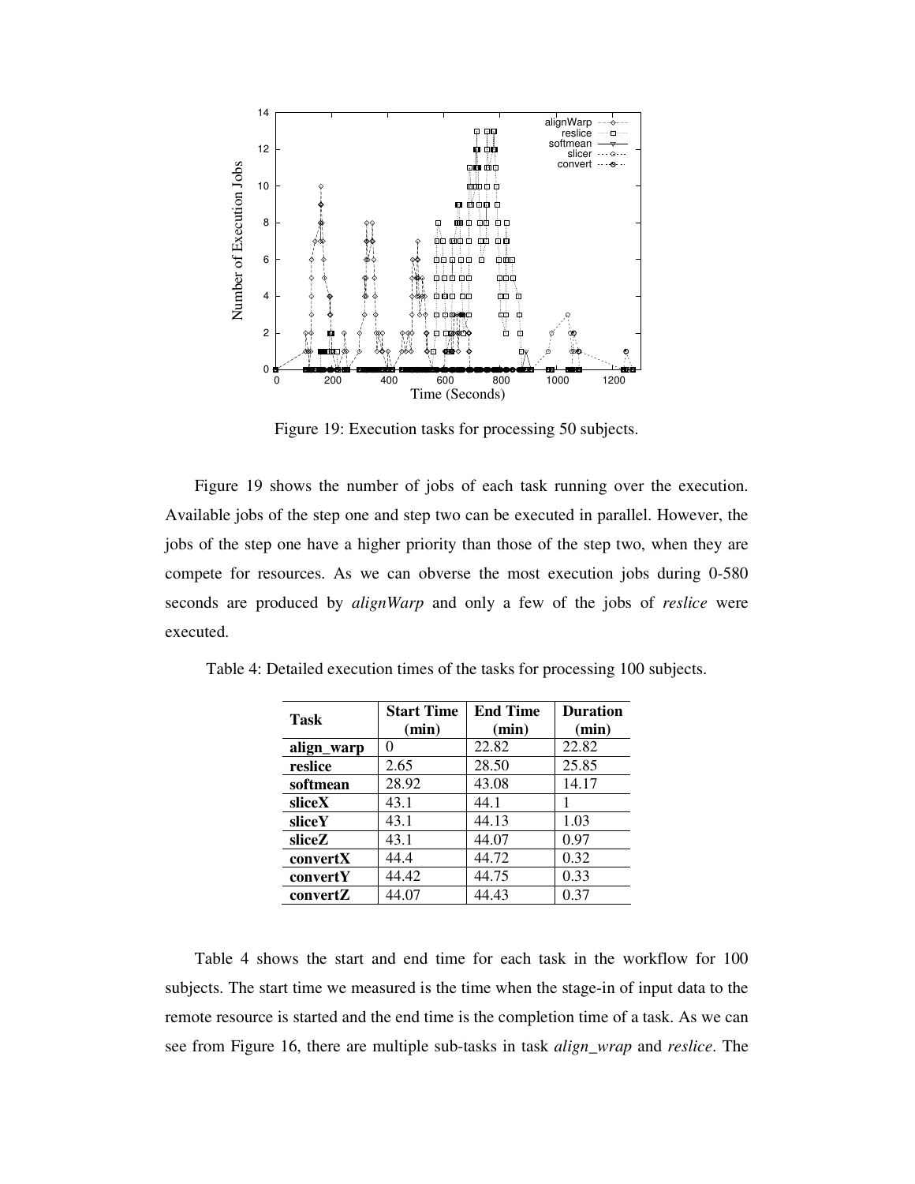Figure 19: Execution tasks for processing 50 subjects.

Figure 19 shows the number of jobs of each task running over the execution. Available jobs of the step one and step two can be executed in parallel. However, the jobs of the step one have a higher priority than those of the step two, when they are compete for resources. As we can obverse the most execution jobs during 0-580 seconds are produced by *alignWarp* and only a few of the jobs of *reslice* were executed.

Table 4: Detailed execution times of the tasks for processing 100 subjects.

| Task | Start Time (min) | End Time (min) | Duration (min) |
|---|---|---|---|
| **align_warp** | 0 | 22.82 | 22.82 |
| **reslice** | 2.65 | 28.50 | 25.85 |
| **softmean** | 28.92 | 43.08 | 14.17 |
| **sliceX** | 43.1 | 44.1 | 1 |
| **sliceY** | 43.1 | 44.13 | 1.03 |
| **sliceZ** | 43.1 | 44.07 | 0.97 |
| **convertX** | 44.4 | 44.72 | 0.32 |
| **convertY** | 44.42 | 44.75 | 0.33 |
| **convertZ** | 44.07 | 44.43 | 0.37 |

Table 4 shows the start and end time for each task in the workflow for 100 subjects. The start time we measured is the time when the stage-in of input data to the remote resource is started and the end time is the completion time of a task. As we can see from Figure 16, there are multiple sub-tasks in task *align_wrap* and *reslice*. The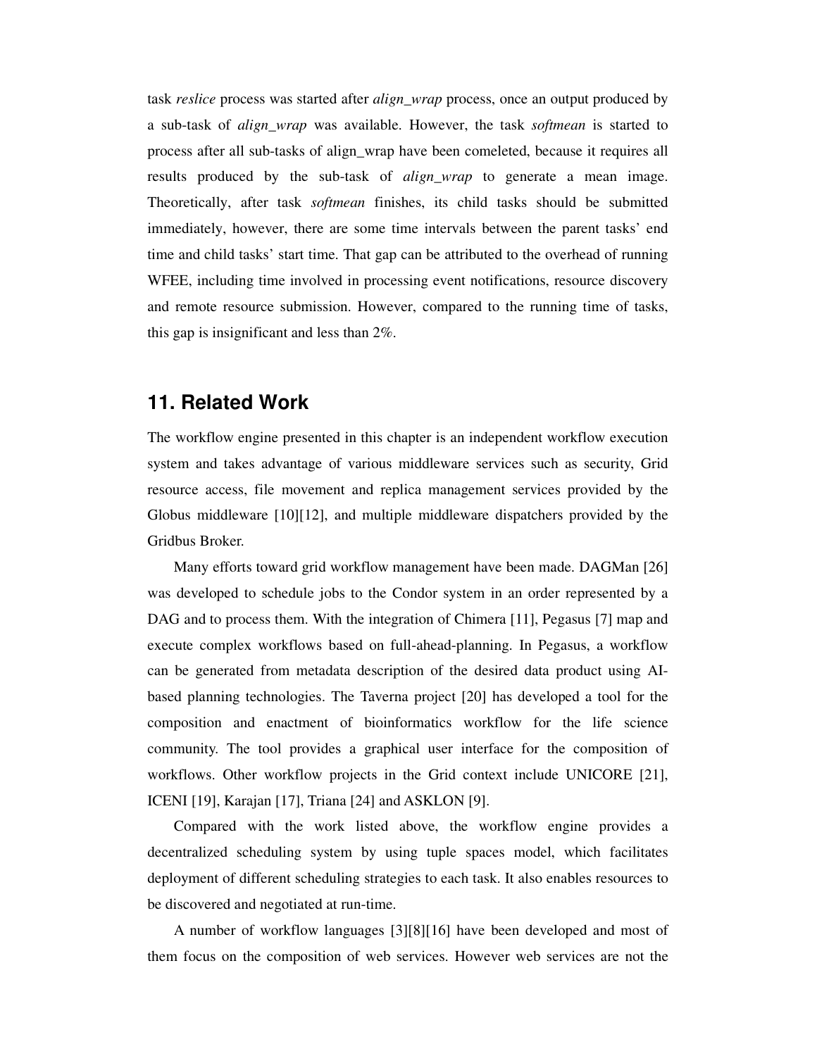task *reslice* process was started after *align_wrap* process, once an output produced by a sub-task of *align_wrap* was available. However, the task *softmean* is started to process after all sub-tasks of align_wrap have been comeleted, because it requires all results produced by the sub-task of *align_wrap* to generate a mean image. Theoretically, after task *softmean* finishes, its child tasks should be submitted immediately, however, there are some time intervals between the parent tasks' end time and child tasks' start time. That gap can be attributed to the overhead of running WFEE, including time involved in processing event notifications, resource discovery and remote resource submission. However, compared to the running time of tasks, this gap is insignificant and less than 2%.

## 11. Related Work

The workflow engine presented in this chapter is an independent workflow execution system and takes advantage of various middleware services such as security, Grid resource access, file movement and replica management services provided by the Globus middleware [10][12], and multiple middleware dispatchers provided by the Gridbus Broker.

Many efforts toward grid workflow management have been made. DAGMan [26] was developed to schedule jobs to the Condor system in an order represented by a DAG and to process them. With the integration of Chimera [11], Pegasus [7] map and execute complex workflows based on full-ahead-planning. In Pegasus, a workflow can be generated from metadata description of the desired data product using AI-based planning technologies. The Taverna project [20] has developed a tool for the composition and enactment of bioinformatics workflow for the life science community. The tool provides a graphical user interface for the composition of workflows. Other workflow projects in the Grid context include UNICORE [21], ICENI [19], Karajan [17], Triana [24] and ASKLON [9].

Compared with the work listed above, the workflow engine provides a decentralized scheduling system by using tuple spaces model, which facilitates deployment of different scheduling strategies to each task. It also enables resources to be discovered and negotiated at run-time.

A number of workflow languages [3][8][16] have been developed and most of them focus on the composition of web services. However web services are not the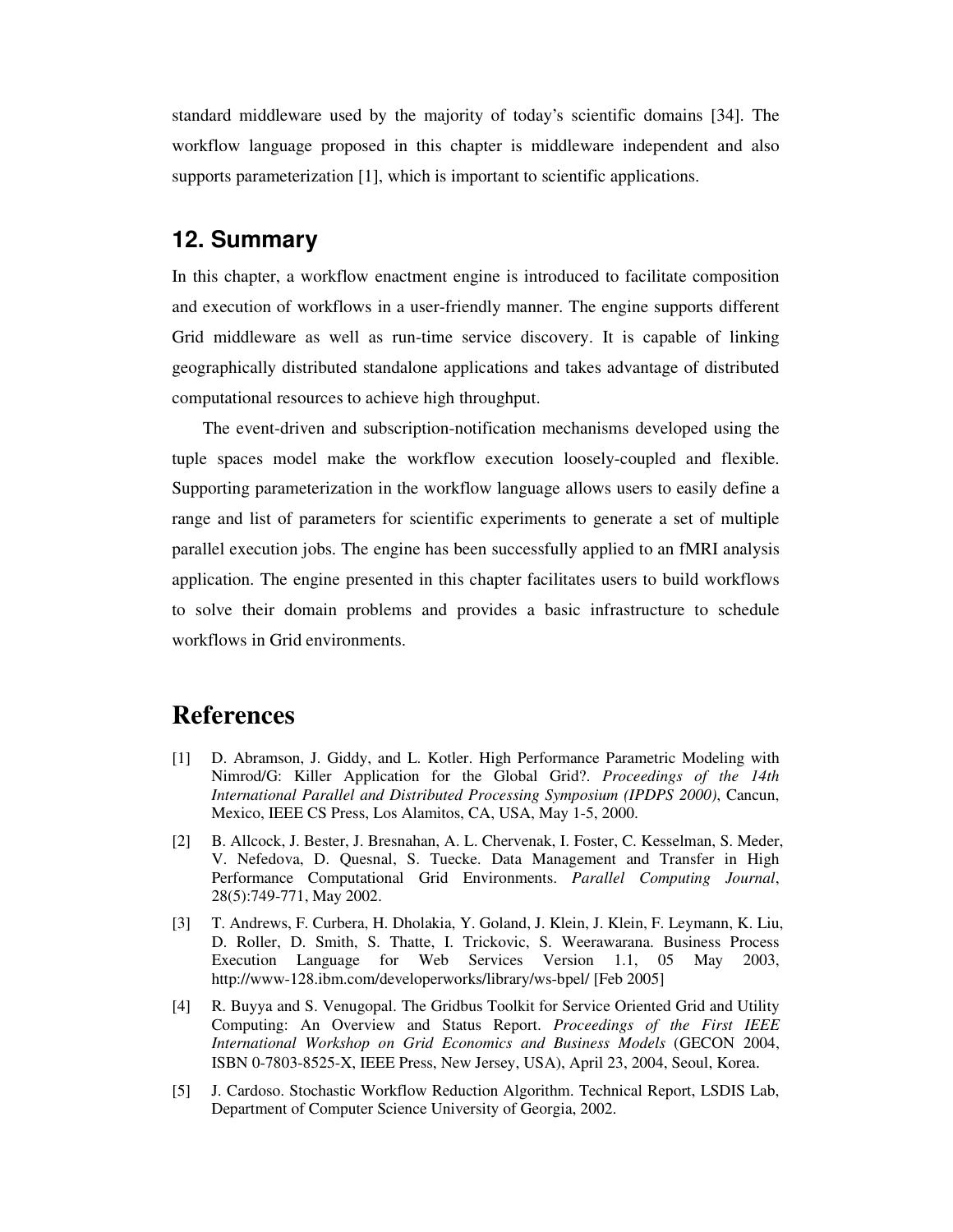standard middleware used by the majority of today's scientific domains [34]. The workflow language proposed in this chapter is middleware independent and also supports parameterization [1], which is important to scientific applications.

## 12. Summary

In this chapter, a workflow enactment engine is introduced to facilitate composition and execution of workflows in a user-friendly manner. The engine supports different Grid middleware as well as run-time service discovery. It is capable of linking geographically distributed standalone applications and takes advantage of distributed computational resources to achieve high throughput.

The event-driven and subscription-notification mechanisms developed using the tuple spaces model make the workflow execution loosely-coupled and flexible. Supporting parameterization in the workflow language allows users to easily define a range and list of parameters for scientific experiments to generate a set of multiple parallel execution jobs. The engine has been successfully applied to an fMRI analysis application. The engine presented in this chapter facilitates users to build workflows to solve their domain problems and provides a basic infrastructure to schedule workflows in Grid environments.

# References

[1] D. Abramson, J. Giddy, and L. Kotler. High Performance Parametric Modeling with Nimrod/G: Killer Application for the Global Grid?. *Proceedings of the 14th International Parallel and Distributed Processing Symposium (IPDPS 2000)*, Cancun, Mexico, IEEE CS Press, Los Alamitos, CA, USA, May 1-5, 2000.

[2] B. Allcock, J. Bester, J. Bresnahan, A. L. Chervenak, I. Foster, C. Kesselman, S. Meder, V. Nefedova, D. Quesnal, S. Tuecke. Data Management and Transfer in High Performance Computational Grid Environments. *Parallel Computing Journal*, 28(5):749-771, May 2002.

[3] T. Andrews, F. Curbera, H. Dholakia, Y. Goland, J. Klein, J. Klein, F. Leymann, K. Liu, D. Roller, D. Smith, S. Thatte, I. Trickovic, S. Weerawarana. Business Process Execution Language for Web Services Version 1.1, 05 May 2003, http://www-128.ibm.com/developerworks/library/ws-bpel/ [Feb 2005]

[4] R. Buyya and S. Venugopal. The Gridbus Toolkit for Service Oriented Grid and Utility Computing: An Overview and Status Report. *Proceedings of the First IEEE International Workshop on Grid Economics and Business Models* (GECON 2004, ISBN 0-7803-8525-X, IEEE Press, New Jersey, USA), April 23, 2004, Seoul, Korea.

[5] J. Cardoso. Stochastic Workflow Reduction Algorithm. Technical Report, LSDIS Lab, Department of Computer Science University of Georgia, 2002.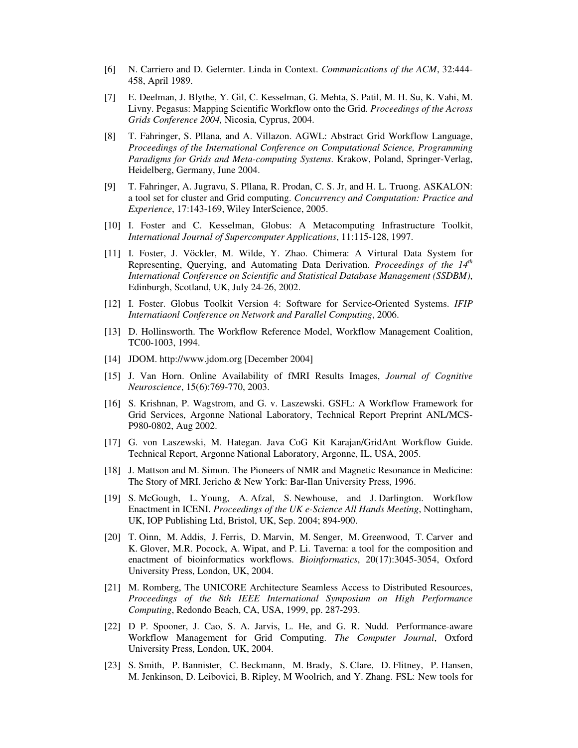[6] N. Carriero and D. Gelernter. Linda in Context. *Communications of the ACM*, 32:444-458, April 1989.

[7] E. Deelman, J. Blythe, Y. Gil, C. Kesselman, G. Mehta, S. Patil, M. H. Su, K. Vahi, M. Livny. Pegasus: Mapping Scientific Workflow onto the Grid. *Proceedings of the Across Grids Conference 2004,* Nicosia, Cyprus, 2004.

[8] T. Fahringer, S. Pllana, and A. Villazon. AGWL: Abstract Grid Workflow Language, *Proceedings of the International Conference on Computational Science, Programming Paradigms for Grids and Meta-computing Systems*. Krakow, Poland, Springer-Verlag, Heidelberg, Germany, June 2004.

[9] T. Fahringer, A. Jugravu, S. Pllana, R. Prodan, C. S. Jr, and H. L. Truong. ASKALON: a tool set for cluster and Grid computing. *Concurrency and Computation: Practice and Experience*, 17:143-169, Wiley InterScience, 2005.

[10] I. Foster and C. Kesselman, Globus: A Metacomputing Infrastructure Toolkit, *International Journal of Supercomputer Applications*, 11:115-128, 1997.

[11] I. Foster, J. Vöckler, M. Wilde, Y. Zhao. Chimera: A Virtural Data System for Representing, Querying, and Automating Data Derivation. *Proceedings of the 14th International Conference on Scientific and Statistical Database Management (SSDBM)*, Edinburgh, Scotland, UK, July 24-26, 2002.

[12] I. Foster. Globus Toolkit Version 4: Software for Service-Oriented Systems. *IFIP Internatiaonl Conference on Network and Parallel Computing*, 2006.

[13] D. Hollinsworth. The Workflow Reference Model, Workflow Management Coalition, TC00-1003, 1994.

[14] JDOM. http://www.jdom.org [December 2004]

[15] J. Van Horn. Online Availability of fMRI Results Images, *Journal of Cognitive Neuroscience*, 15(6):769-770, 2003.

[16] S. Krishnan, P. Wagstrom, and G. v. Laszewski. GSFL: A Workflow Framework for Grid Services, Argonne National Laboratory, Technical Report Preprint ANL/MCS-P980-0802, Aug 2002.

[17] G. von Laszewski, M. Hategan. Java CoG Kit Karajan/GridAnt Workflow Guide. Technical Report, Argonne National Laboratory, Argonne, IL, USA, 2005.

[18] J. Mattson and M. Simon. The Pioneers of NMR and Magnetic Resonance in Medicine: The Story of MRI. Jericho & New York: Bar-Ilan University Press, 1996.

[19] S. McGough, L. Young, A. Afzal, S. Newhouse, and J. Darlington. Workflow Enactment in ICENI. *Proceedings of the UK e-Science All Hands Meeting*, Nottingham, UK, IOP Publishing Ltd, Bristol, UK, Sep. 2004; 894-900.

[20] T. Oinn, M. Addis, J. Ferris, D. Marvin, M. Senger, M. Greenwood, T. Carver and K. Glover, M.R. Pocock, A. Wipat, and P. Li. Taverna: a tool for the composition and enactment of bioinformatics workflows. *Bioinformatics*, 20(17):3045-3054, Oxford University Press, London, UK, 2004.

[21] M. Romberg, The UNICORE Architecture Seamless Access to Distributed Resources, *Proceedings of the 8th IEEE International Symposium on High Performance Computing*, Redondo Beach, CA, USA, 1999, pp. 287-293.

[22] D P. Spooner, J. Cao, S. A. Jarvis, L. He, and G. R. Nudd. Performance-aware Workflow Management for Grid Computing. *The Computer Journal*, Oxford University Press, London, UK, 2004.

[23] S. Smith, P. Bannister, C. Beckmann, M. Brady, S. Clare, D. Flitney, P. Hansen, M. Jenkinson, D. Leibovici, B. Ripley, M Woolrich, and Y. Zhang. FSL: New tools for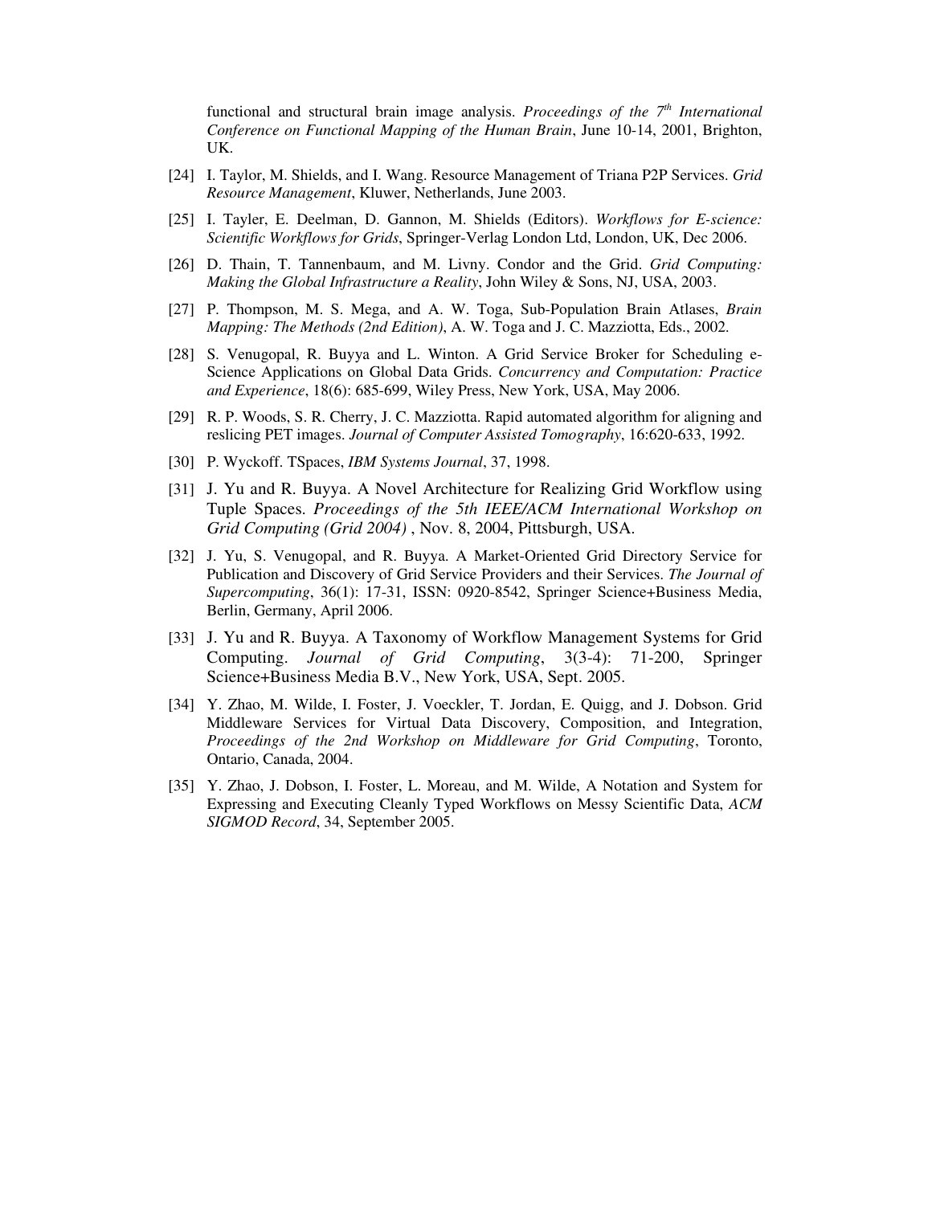functional and structural brain image analysis. *Proceedings of the 7th International Conference on Functional Mapping of the Human Brain*, June 10-14, 2001, Brighton, UK.

[24] I. Taylor, M. Shields, and I. Wang. Resource Management of Triana P2P Services. *Grid Resource Management*, Kluwer, Netherlands, June 2003.

[25] I. Tayler, E. Deelman, D. Gannon, M. Shields (Editors). *Workflows for E-science: Scientific Workflows for Grids*, Springer-Verlag London Ltd, London, UK, Dec 2006.

[26] D. Thain, T. Tannenbaum, and M. Livny. Condor and the Grid. *Grid Computing: Making the Global Infrastructure a Reality*, John Wiley & Sons, NJ, USA, 2003.

[27] P. Thompson, M. S. Mega, and A. W. Toga, Sub-Population Brain Atlases, *Brain Mapping: The Methods (2nd Edition)*, A. W. Toga and J. C. Mazziotta, Eds., 2002.

[28] S. Venugopal, R. Buyya and L. Winton. A Grid Service Broker for Scheduling e-Science Applications on Global Data Grids. *Concurrency and Computation: Practice and Experience*, 18(6): 685-699, Wiley Press, New York, USA, May 2006.

[29] R. P. Woods, S. R. Cherry, J. C. Mazziotta. Rapid automated algorithm for aligning and reslicing PET images. *Journal of Computer Assisted Tomography*, 16:620-633, 1992.

[30] P. Wyckoff. TSpaces, *IBM Systems Journal*, 37, 1998.

[31] J. Yu and R. Buyya. A Novel Architecture for Realizing Grid Workflow using Tuple Spaces. *Proceedings of the 5th IEEE/ACM International Workshop on Grid Computing (Grid 2004)* , Nov. 8, 2004, Pittsburgh, USA.

[32] J. Yu, S. Venugopal, and R. Buyya. A Market-Oriented Grid Directory Service for Publication and Discovery of Grid Service Providers and their Services. *The Journal of Supercomputing*, 36(1): 17-31, ISSN: 0920-8542, Springer Science+Business Media, Berlin, Germany, April 2006.

[33] J. Yu and R. Buyya. A Taxonomy of Workflow Management Systems for Grid Computing. *Journal of Grid Computing*, 3(3-4): 71-200, Springer Science+Business Media B.V., New York, USA, Sept. 2005.

[34] Y. Zhao, M. Wilde, I. Foster, J. Voeckler, T. Jordan, E. Quigg, and J. Dobson. Grid Middleware Services for Virtual Data Discovery, Composition, and Integration, *Proceedings of the 2nd Workshop on Middleware for Grid Computing*, Toronto, Ontario, Canada, 2004.

[35] Y. Zhao, J. Dobson, I. Foster, L. Moreau, and M. Wilde, A Notation and System for Expressing and Executing Cleanly Typed Workflows on Messy Scientific Data, *ACM SIGMOD Record*, 34, September 2005.